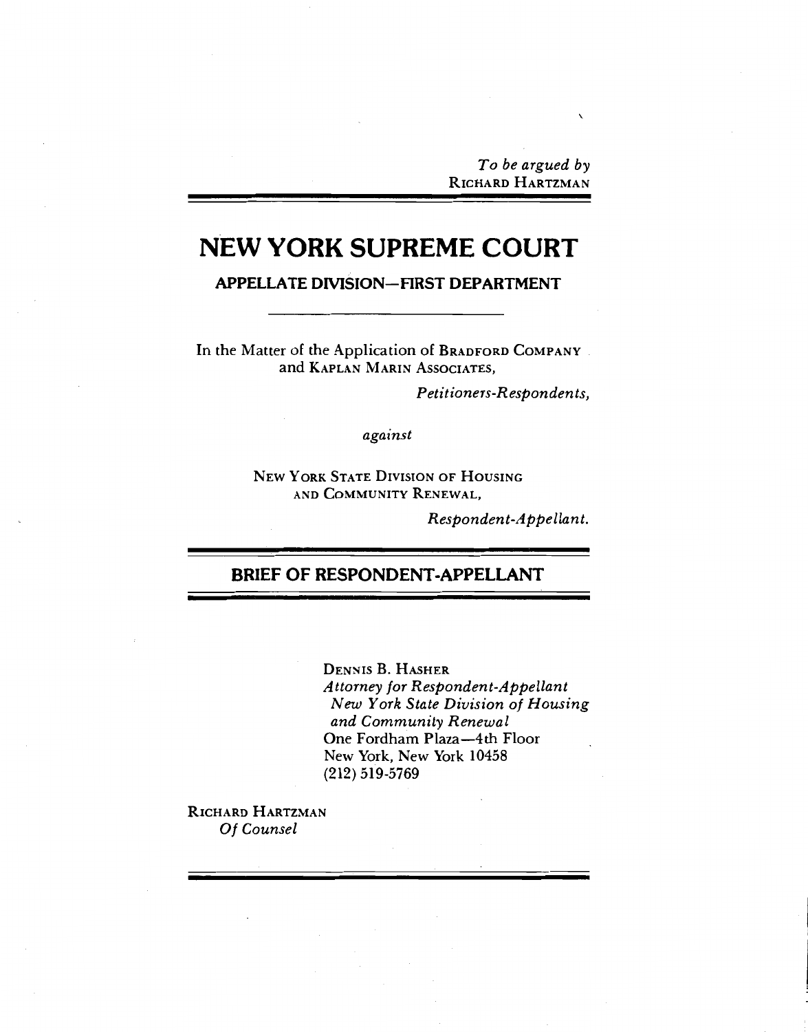*To be argued by*
RICHARD HARTZMAN

# NEW YORK SUPREME COURT

## APPELLATE DIVISION—FIRST DEPARTMENT

---

In the Matter of the Application of BRADFORD COMPANY and KAPLAN MARIN ASSOCIATES,

*Petitioners-Respondents,*

*against*

NEW YORK STATE DIVISION OF HOUSING AND COMMUNITY RENEWAL,

*Respondent-Appellant.*

## BRIEF OF RESPONDENT-APPELLANT

DENNIS B. HASHER
*Attorney for Respondent-Appellant*
*New York State Division of Housing and Community Renewal*
One Fordham Plaza—4th Floor
New York, New York 10458
(212) 519-5769

RICHARD HARTZMAN
*Of Counsel*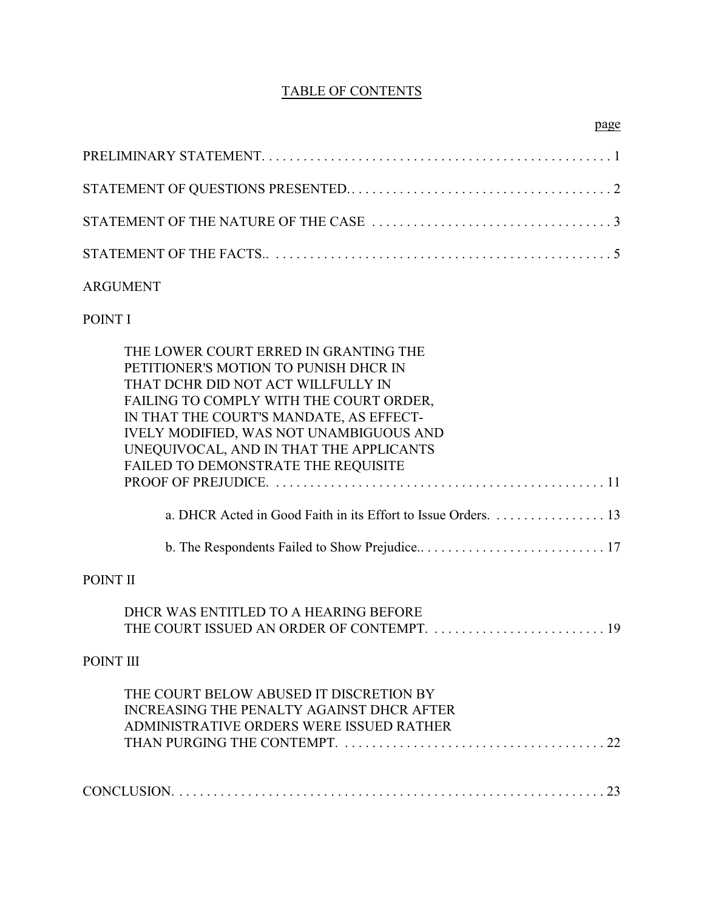# TABLE OF CONTENTS

page

PRELIMINARY STATEMENT. . . . . . . . . . . . . . . . . . . . . . . . . . . . . . . . . . . . . . . . . . . . . . . . . . . 1

STATEMENT OF QUESTIONS PRESENTED.. . . . . . . . . . . . . . . . . . . . . . . . . . . . . . . . . . . . . . . 2

STATEMENT OF THE NATURE OF THE CASE . . . . . . . . . . . . . . . . . . . . . . . . . . . . . . . . . . . 3

STATEMENT OF THE FACTS.. . . . . . . . . . . . . . . . . . . . . . . . . . . . . . . . . . . . . . . . . . . . . . . . . 5

ARGUMENT

POINT I

THE LOWER COURT ERRED IN GRANTING THE PETITIONER'S MOTION TO PUNISH DHCR IN THAT DCHR DID NOT ACT WILLFULLY IN FAILING TO COMPLY WITH THE COURT ORDER, IN THAT THE COURT'S MANDATE, AS EFFECTIVELY MODIFIED, WAS NOT UNAMBIGUOUS AND UNEQUIVOCAL, AND IN THAT THE APPLICANTS FAILED TO DEMONSTRATE THE REQUISITE PROOF OF PREJUDICE. . . . . . . . . . . . . . . . . . . . . . . . . . . . . . . . . . . . . . . . . . . . . . . . 11

a. DHCR Acted in Good Faith in its Effort to Issue Orders. . . . . . . . . . . . . . . . . 13

b. The Respondents Failed to Show Prejudice.. . . . . . . . . . . . . . . . . . . . . . . . . . . 17

POINT II

DHCR WAS ENTITLED TO A HEARING BEFORE THE COURT ISSUED AN ORDER OF CONTEMPT. . . . . . . . . . . . . . . . . . . . . . . . . . 19

POINT III

THE COURT BELOW ABUSED IT DISCRETION BY INCREASING THE PENALTY AGAINST DHCR AFTER ADMINISTRATIVE ORDERS WERE ISSUED RATHER THAN PURGING THE CONTEMPT. . . . . . . . . . . . . . . . . . . . . . . . . . . . . . . . . . . . . . . 22

CONCLUSION. . . . . . . . . . . . . . . . . . . . . . . . . . . . . . . . . . . . . . . . . . . . . . . . . . . . . . . . . . . . . . . 23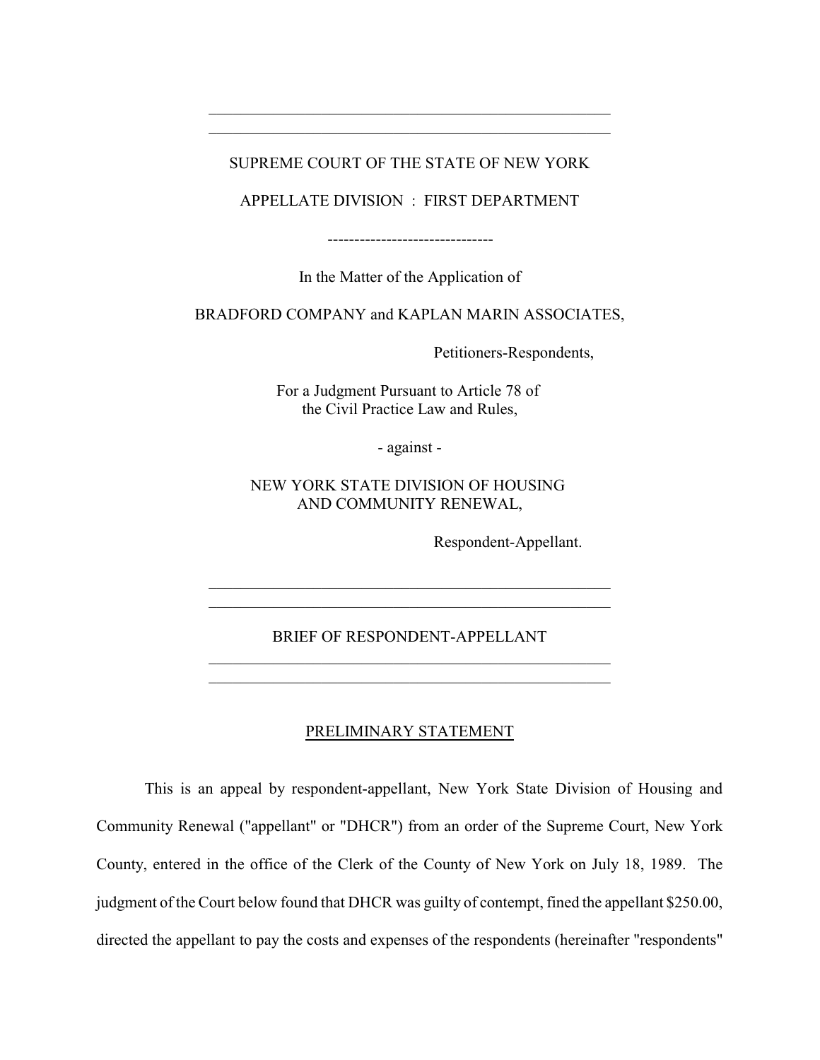SUPREME COURT OF THE STATE OF NEW YORK

APPELLATE DIVISION : FIRST DEPARTMENT

-------------------------------

In the Matter of the Application of

BRADFORD COMPANY and KAPLAN MARIN ASSOCIATES,

Petitioners-Respondents,

For a Judgment Pursuant to Article 78 of the Civil Practice Law and Rules,

- against -

NEW YORK STATE DIVISION OF HOUSING AND COMMUNITY RENEWAL,

Respondent-Appellant.

---

BRIEF OF RESPONDENT-APPELLANT

---

PRELIMINARY STATEMENT

This is an appeal by respondent-appellant, New York State Division of Housing and Community Renewal ("appellant" or "DHCR") from an order of the Supreme Court, New York County, entered in the office of the Clerk of the County of New York on July 18, 1989. The judgment of the Court below found that DHCR was guilty of contempt, fined the appellant $250.00, directed the appellant to pay the costs and expenses of the respondents (hereinafter "respondents"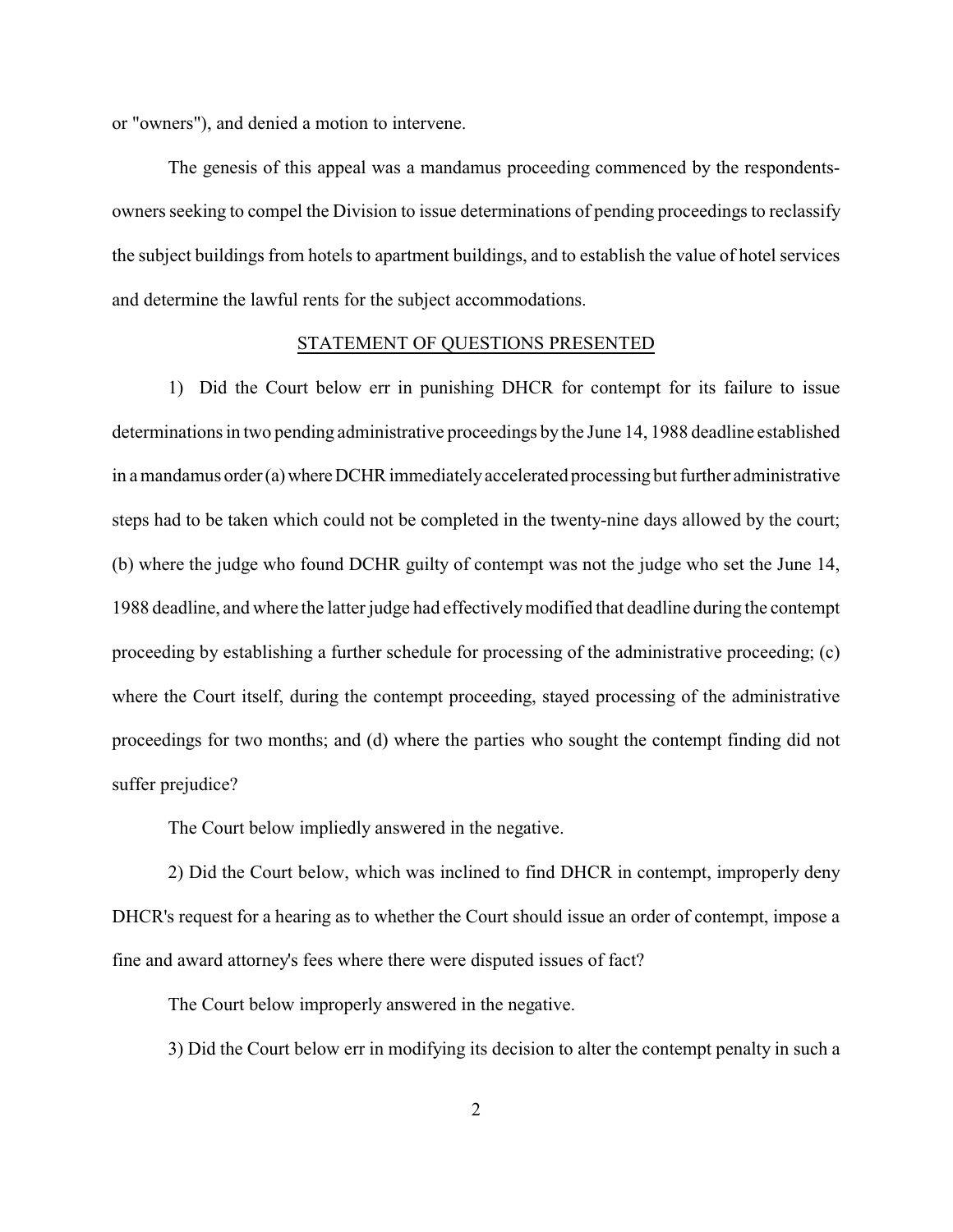or "owners"), and denied a motion to intervene.

The genesis of this appeal was a mandamus proceeding commenced by the respondents-owners seeking to compel the Division to issue determinations of pending proceedings to reclassify the subject buildings from hotels to apartment buildings, and to establish the value of hotel services and determine the lawful rents for the subject accommodations.

## STATEMENT OF QUESTIONS PRESENTED

1) Did the Court below err in punishing DHCR for contempt for its failure to issue determinations in two pending administrative proceedings by the June 14, 1988 deadline established in a mandamus order (a) where DCHR immediately accelerated processing but further administrative steps had to be taken which could not be completed in the twenty-nine days allowed by the court; (b) where the judge who found DCHR guilty of contempt was not the judge who set the June 14, 1988 deadline, and where the latter judge had effectively modified that deadline during the contempt proceeding by establishing a further schedule for processing of the administrative proceeding; (c) where the Court itself, during the contempt proceeding, stayed processing of the administrative proceedings for two months; and (d) where the parties who sought the contempt finding did not suffer prejudice?

The Court below impliedly answered in the negative.

2) Did the Court below, which was inclined to find DHCR in contempt, improperly deny DHCR's request for a hearing as to whether the Court should issue an order of contempt, impose a fine and award attorney's fees where there were disputed issues of fact?

The Court below improperly answered in the negative.

3) Did the Court below err in modifying its decision to alter the contempt penalty in such a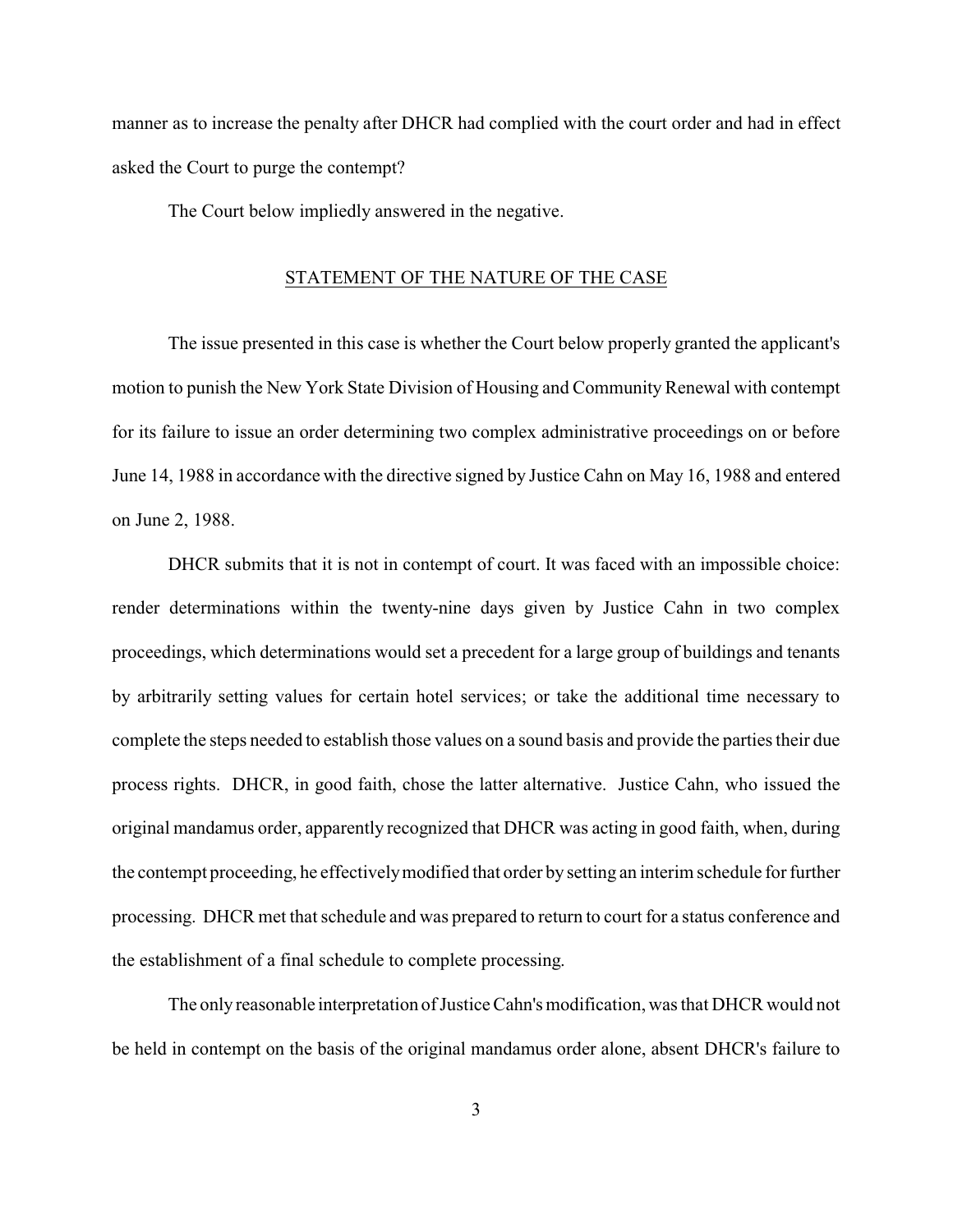manner as to increase the penalty after DHCR had complied with the court order and had in effect asked the Court to purge the contempt?

The Court below impliedly answered in the negative.

## STATEMENT OF THE NATURE OF THE CASE

The issue presented in this case is whether the Court below properly granted the applicant's motion to punish the New York State Division of Housing and Community Renewal with contempt for its failure to issue an order determining two complex administrative proceedings on or before June 14, 1988 in accordance with the directive signed by Justice Cahn on May 16, 1988 and entered on June 2, 1988.

DHCR submits that it is not in contempt of court. It was faced with an impossible choice: render determinations within the twenty-nine days given by Justice Cahn in two complex proceedings, which determinations would set a precedent for a large group of buildings and tenants by arbitrarily setting values for certain hotel services; or take the additional time necessary to complete the steps needed to establish those values on a sound basis and provide the parties their due process rights. DHCR, in good faith, chose the latter alternative. Justice Cahn, who issued the original mandamus order, apparently recognized that DHCR was acting in good faith, when, during the contempt proceeding, he effectively modified that order by setting an interim schedule for further processing. DHCR met that schedule and was prepared to return to court for a status conference and the establishment of a final schedule to complete processing.

The only reasonable interpretation of Justice Cahn's modification, was that DHCR would not be held in contempt on the basis of the original mandamus order alone, absent DHCR's failure to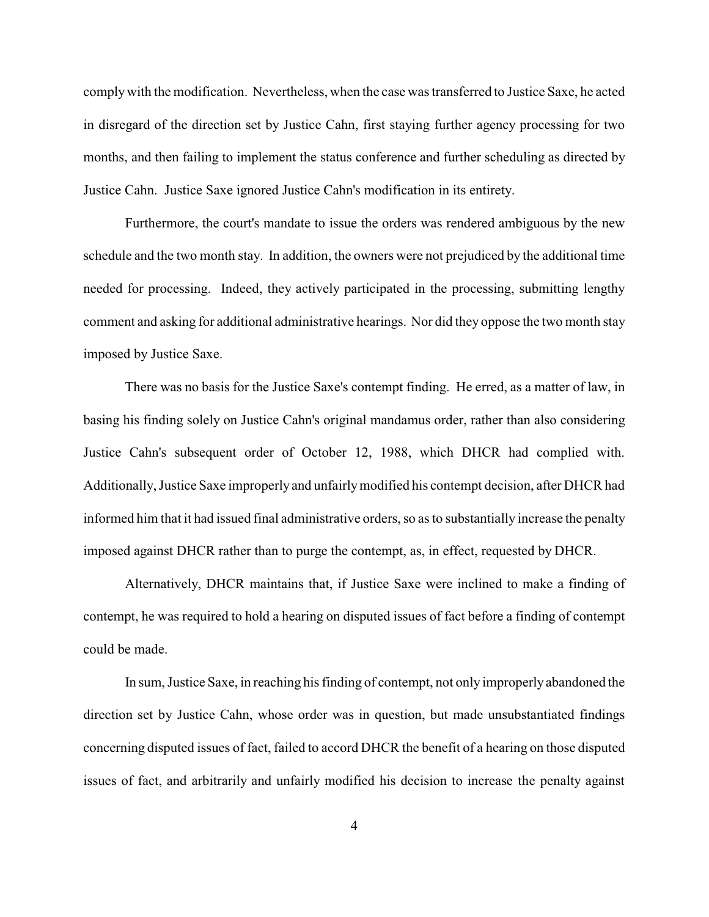comply with the modification. Nevertheless, when the case was transferred to Justice Saxe, he acted in disregard of the direction set by Justice Cahn, first staying further agency processing for two months, and then failing to implement the status conference and further scheduling as directed by Justice Cahn. Justice Saxe ignored Justice Cahn's modification in its entirety.

Furthermore, the court's mandate to issue the orders was rendered ambiguous by the new schedule and the two month stay. In addition, the owners were not prejudiced by the additional time needed for processing. Indeed, they actively participated in the processing, submitting lengthy comment and asking for additional administrative hearings. Nor did they oppose the two month stay imposed by Justice Saxe.

There was no basis for the Justice Saxe's contempt finding. He erred, as a matter of law, in basing his finding solely on Justice Cahn's original mandamus order, rather than also considering Justice Cahn's subsequent order of October 12, 1988, which DHCR had complied with. Additionally, Justice Saxe improperly and unfairly modified his contempt decision, after DHCR had informed him that it had issued final administrative orders, so as to substantially increase the penalty imposed against DHCR rather than to purge the contempt, as, in effect, requested by DHCR.

Alternatively, DHCR maintains that, if Justice Saxe were inclined to make a finding of contempt, he was required to hold a hearing on disputed issues of fact before a finding of contempt could be made.

In sum, Justice Saxe, in reaching his finding of contempt, not only improperly abandoned the direction set by Justice Cahn, whose order was in question, but made unsubstantiated findings concerning disputed issues of fact, failed to accord DHCR the benefit of a hearing on those disputed issues of fact, and arbitrarily and unfairly modified his decision to increase the penalty against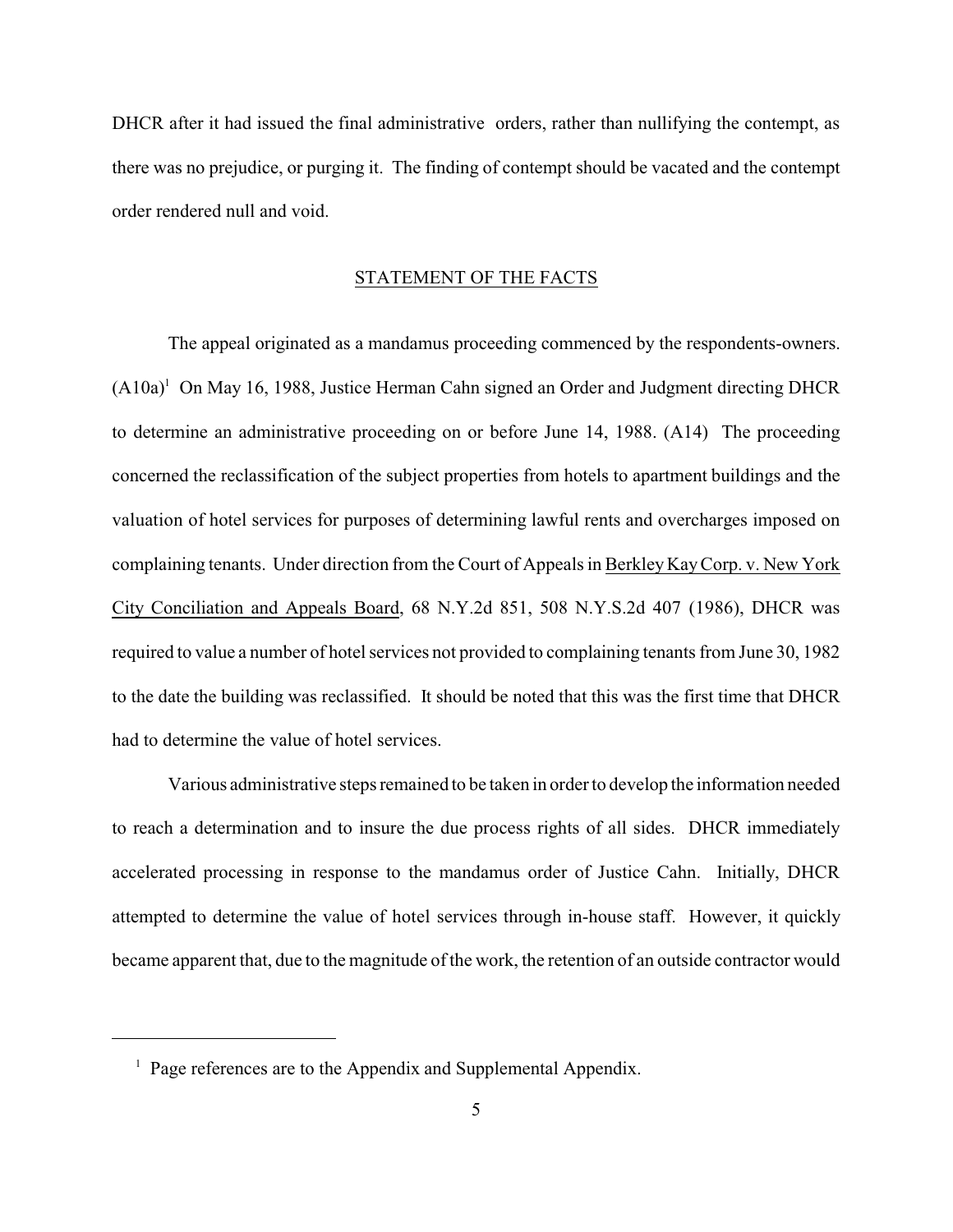DHCR after it had issued the final administrative orders, rather than nullifying the contempt, as there was no prejudice, or purging it. The finding of contempt should be vacated and the contempt order rendered null and void.

## STATEMENT OF THE FACTS

The appeal originated as a mandamus proceeding commenced by the respondents-owners. (A10a)[1] On May 16, 1988, Justice Herman Cahn signed an Order and Judgment directing DHCR to determine an administrative proceeding on or before June 14, 1988. (A14) The proceeding concerned the reclassification of the subject properties from hotels to apartment buildings and the valuation of hotel services for purposes of determining lawful rents and overcharges imposed on complaining tenants. Under direction from the Court of Appeals in Berkley Kay Corp. v. New York City Conciliation and Appeals Board, 68 N.Y.2d 851, 508 N.Y.S.2d 407 (1986), DHCR was required to value a number of hotel services not provided to complaining tenants from June 30, 1982 to the date the building was reclassified. It should be noted that this was the first time that DHCR had to determine the value of hotel services.

Various administrative steps remained to be taken in order to develop the information needed to reach a determination and to insure the due process rights of all sides. DHCR immediately accelerated processing in response to the mandamus order of Justice Cahn. Initially, DHCR attempted to determine the value of hotel services through in-house staff. However, it quickly became apparent that, due to the magnitude of the work, the retention of an outside contractor would

---

[1] Page references are to the Appendix and Supplemental Appendix.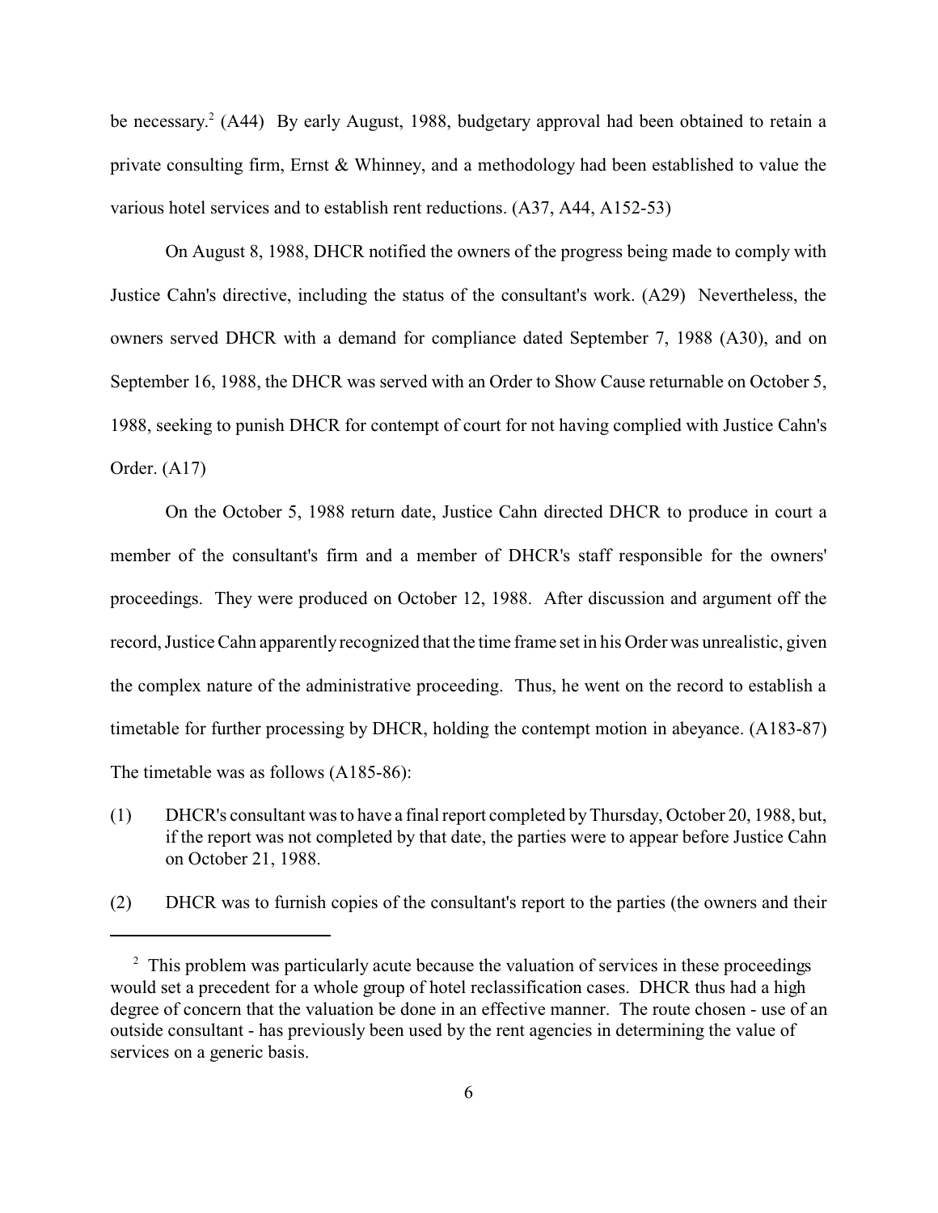be necessary.[2] (A44) By early August, 1988, budgetary approval had been obtained to retain a private consulting firm, Ernst & Whinney, and a methodology had been established to value the various hotel services and to establish rent reductions. (A37, A44, A152-53)

On August 8, 1988, DHCR notified the owners of the progress being made to comply with Justice Cahn's directive, including the status of the consultant's work. (A29) Nevertheless, the owners served DHCR with a demand for compliance dated September 7, 1988 (A30), and on September 16, 1988, the DHCR was served with an Order to Show Cause returnable on October 5, 1988, seeking to punish DHCR for contempt of court for not having complied with Justice Cahn's Order. (A17)

On the October 5, 1988 return date, Justice Cahn directed DHCR to produce in court a member of the consultant's firm and a member of DHCR's staff responsible for the owners' proceedings. They were produced on October 12, 1988. After discussion and argument off the record, Justice Cahn apparently recognized that the time frame set in his Order was unrealistic, given the complex nature of the administrative proceeding. Thus, he went on the record to establish a timetable for further processing by DHCR, holding the contempt motion in abeyance. (A183-87) The timetable was as follows (A185-86):

(1) DHCR's consultant was to have a final report completed by Thursday, October 20, 1988, but, if the report was not completed by that date, the parties were to appear before Justice Cahn on October 21, 1988.

(2) DHCR was to furnish copies of the consultant's report to the parties (the owners and their

[2] This problem was particularly acute because the valuation of services in these proceedings would set a precedent for a whole group of hotel reclassification cases. DHCR thus had a high degree of concern that the valuation be done in an effective manner. The route chosen - use of an outside consultant - has previously been used by the rent agencies in determining the value of services on a generic basis.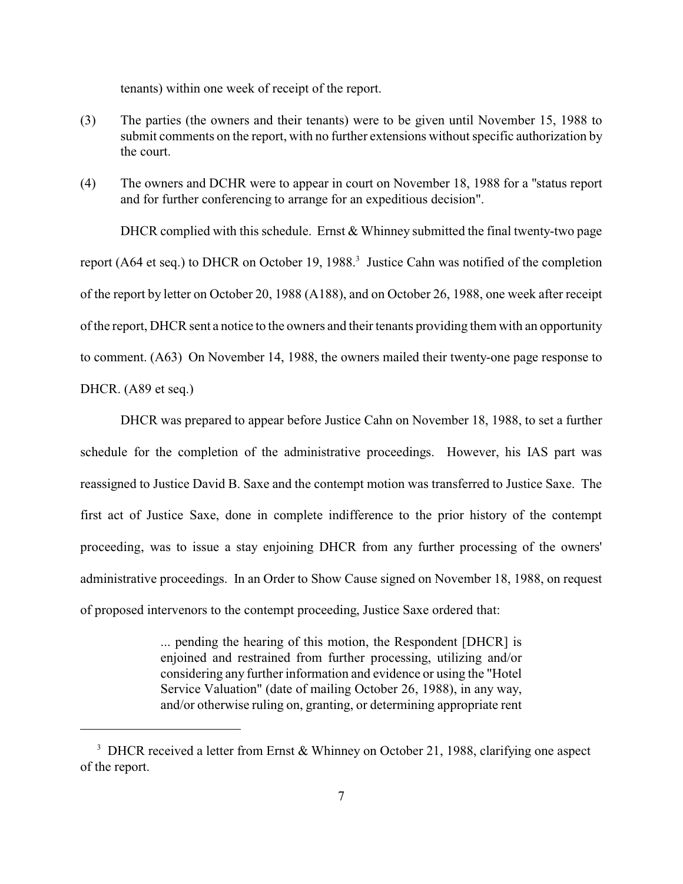tenants) within one week of receipt of the report.

(3) The parties (the owners and their tenants) were to be given until November 15, 1988 to submit comments on the report, with no further extensions without specific authorization by the court.

(4) The owners and DCHR were to appear in court on November 18, 1988 for a "status report and for further conferencing to arrange for an expeditious decision".

DHCR complied with this schedule. Ernst & Whinney submitted the final twenty-two page report (A64 et seq.) to DHCR on October 19, 1988.[3] Justice Cahn was notified of the completion of the report by letter on October 20, 1988 (A188), and on October 26, 1988, one week after receipt of the report, DHCR sent a notice to the owners and their tenants providing them with an opportunity to comment. (A63) On November 14, 1988, the owners mailed their twenty-one page response to DHCR. (A89 et seq.)

DHCR was prepared to appear before Justice Cahn on November 18, 1988, to set a further schedule for the completion of the administrative proceedings. However, his IAS part was reassigned to Justice David B. Saxe and the contempt motion was transferred to Justice Saxe. The first act of Justice Saxe, done in complete indifference to the prior history of the contempt proceeding, was to issue a stay enjoining DHCR from any further processing of the owners' administrative proceedings. In an Order to Show Cause signed on November 18, 1988, on request of proposed intervenors to the contempt proceeding, Justice Saxe ordered that:

> ... pending the hearing of this motion, the Respondent [DHCR] is enjoined and restrained from further processing, utilizing and/or considering any further information and evidence or using the "Hotel Service Valuation" (date of mailing October 26, 1988), in any way, and/or otherwise ruling on, granting, or determining appropriate rent

[3] DHCR received a letter from Ernst & Whinney on October 21, 1988, clarifying one aspect of the report.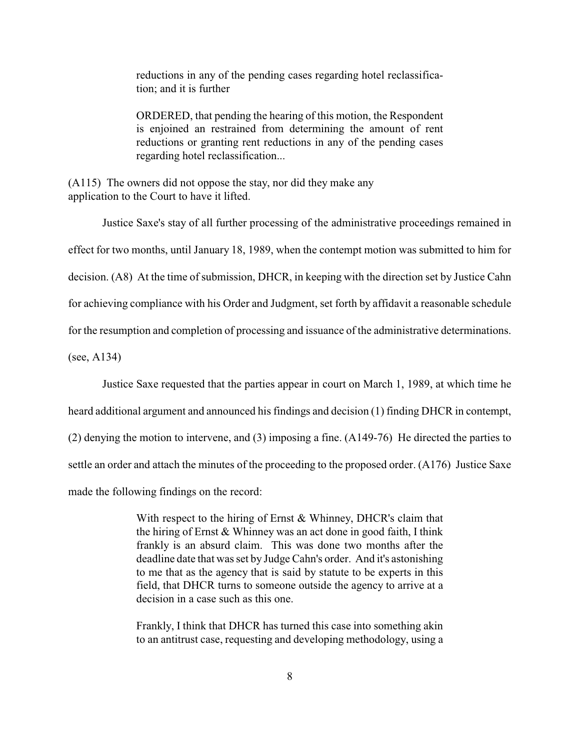> reductions in any of the pending cases regarding hotel reclassification; and it is further
>
> ORDERED, that pending the hearing of this motion, the Respondent is enjoined an restrained from determining the amount of rent reductions or granting rent reductions in any of the pending cases regarding hotel reclassification...

(A115) The owners did not oppose the stay, nor did they make any application to the Court to have it lifted.

Justice Saxe's stay of all further processing of the administrative proceedings remained in effect for two months, until January 18, 1989, when the contempt motion was submitted to him for decision. (A8) At the time of submission, DHCR, in keeping with the direction set by Justice Cahn for achieving compliance with his Order and Judgment, set forth by affidavit a reasonable schedule for the resumption and completion of processing and issuance of the administrative determinations. (see, A134)

Justice Saxe requested that the parties appear in court on March 1, 1989, at which time he heard additional argument and announced his findings and decision (1) finding DHCR in contempt, (2) denying the motion to intervene, and (3) imposing a fine. (A149-76) He directed the parties to settle an order and attach the minutes of the proceeding to the proposed order. (A176) Justice Saxe made the following findings on the record:

> With respect to the hiring of Ernst & Whinney, DHCR's claim that the hiring of Ernst & Whinney was an act done in good faith, I think frankly is an absurd claim. This was done two months after the deadline date that was set by Judge Cahn's order. And it's astonishing to me that as the agency that is said by statute to be experts in this field, that DHCR turns to someone outside the agency to arrive at a decision in a case such as this one.
>
> Frankly, I think that DHCR has turned this case into something akin to an antitrust case, requesting and developing methodology, using a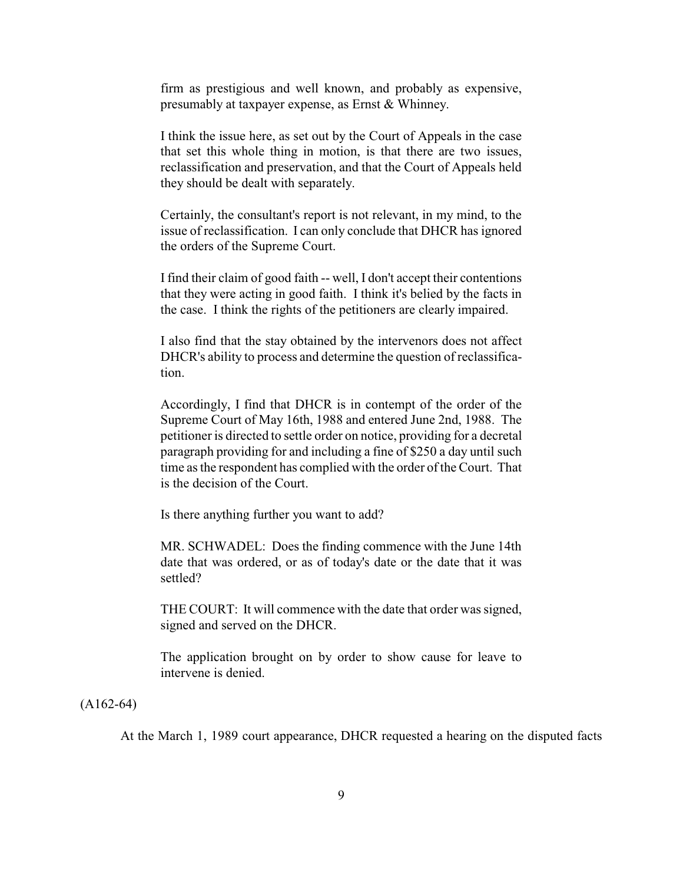> firm as prestigious and well known, and probably as expensive, presumably at taxpayer expense, as Ernst & Whinney.
>
> I think the issue here, as set out by the Court of Appeals in the case that set this whole thing in motion, is that there are two issues, reclassification and preservation, and that the Court of Appeals held they should be dealt with separately.
>
> Certainly, the consultant's report is not relevant, in my mind, to the issue of reclassification. I can only conclude that DHCR has ignored the orders of the Supreme Court.
>
> I find their claim of good faith -- well, I don't accept their contentions that they were acting in good faith. I think it's belied by the facts in the case. I think the rights of the petitioners are clearly impaired.
>
> I also find that the stay obtained by the intervenors does not affect DHCR's ability to process and determine the question of reclassification.
>
> Accordingly, I find that DHCR is in contempt of the order of the Supreme Court of May 16th, 1988 and entered June 2nd, 1988. The petitioner is directed to settle order on notice, providing for a decretal paragraph providing for and including a fine of $250 a day until such time as the respondent has complied with the order of the Court. That is the decision of the Court.
>
> Is there anything further you want to add?
>
> MR. SCHWADEL: Does the finding commence with the June 14th date that was ordered, or as of today's date or the date that it was settled?
>
> THE COURT: It will commence with the date that order was signed, signed and served on the DHCR.
>
> The application brought on by order to show cause for leave to intervene is denied.

(A162-64)

At the March 1, 1989 court appearance, DHCR requested a hearing on the disputed facts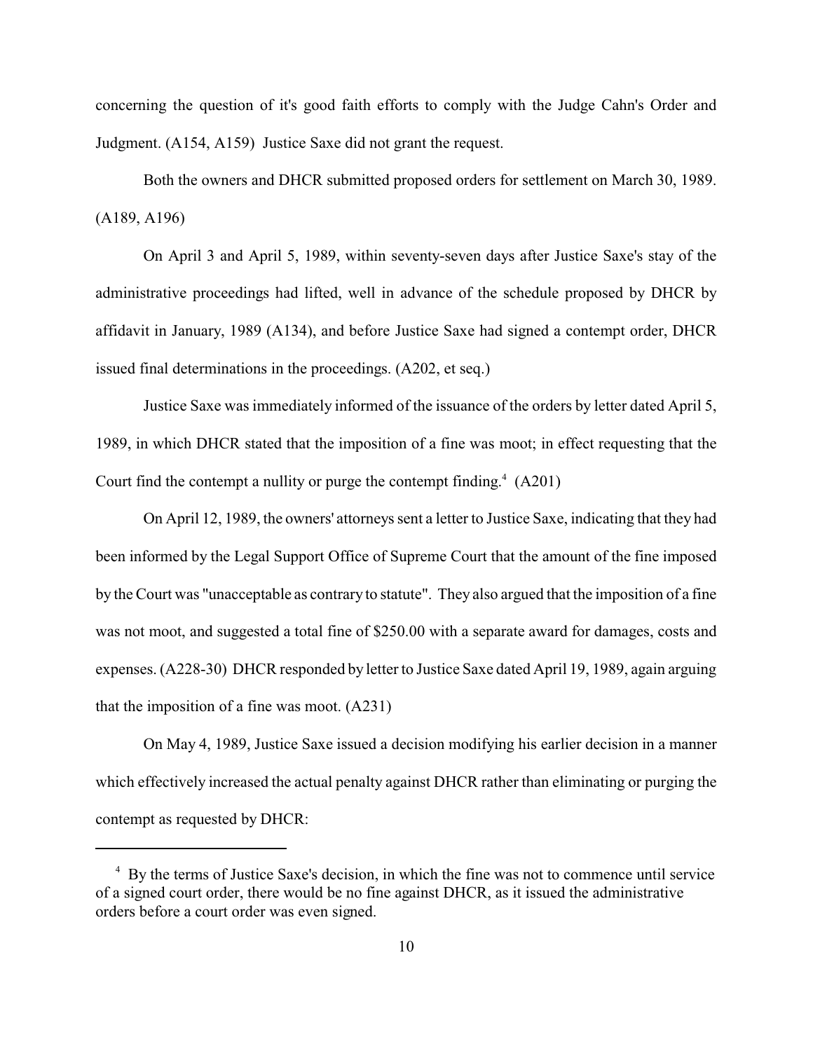concerning the question of it's good faith efforts to comply with the Judge Cahn's Order and Judgment. (A154, A159) Justice Saxe did not grant the request.

Both the owners and DHCR submitted proposed orders for settlement on March 30, 1989. (A189, A196)

On April 3 and April 5, 1989, within seventy-seven days after Justice Saxe's stay of the administrative proceedings had lifted, well in advance of the schedule proposed by DHCR by affidavit in January, 1989 (A134), and before Justice Saxe had signed a contempt order, DHCR issued final determinations in the proceedings. (A202, et seq.)

Justice Saxe was immediately informed of the issuance of the orders by letter dated April 5, 1989, in which DHCR stated that the imposition of a fine was moot; in effect requesting that the Court find the contempt a nullity or purge the contempt finding.[4] (A201)

On April 12, 1989, the owners' attorneys sent a letter to Justice Saxe, indicating that they had been informed by the Legal Support Office of Supreme Court that the amount of the fine imposed by the Court was "unacceptable as contrary to statute". They also argued that the imposition of a fine was not moot, and suggested a total fine of $250.00 with a separate award for damages, costs and expenses. (A228-30) DHCR responded by letter to Justice Saxe dated April 19, 1989, again arguing that the imposition of a fine was moot. (A231)

On May 4, 1989, Justice Saxe issued a decision modifying his earlier decision in a manner which effectively increased the actual penalty against DHCR rather than eliminating or purging the contempt as requested by DHCR:

---

[4] By the terms of Justice Saxe's decision, in which the fine was not to commence until service of a signed court order, there would be no fine against DHCR, as it issued the administrative orders before a court order was even signed.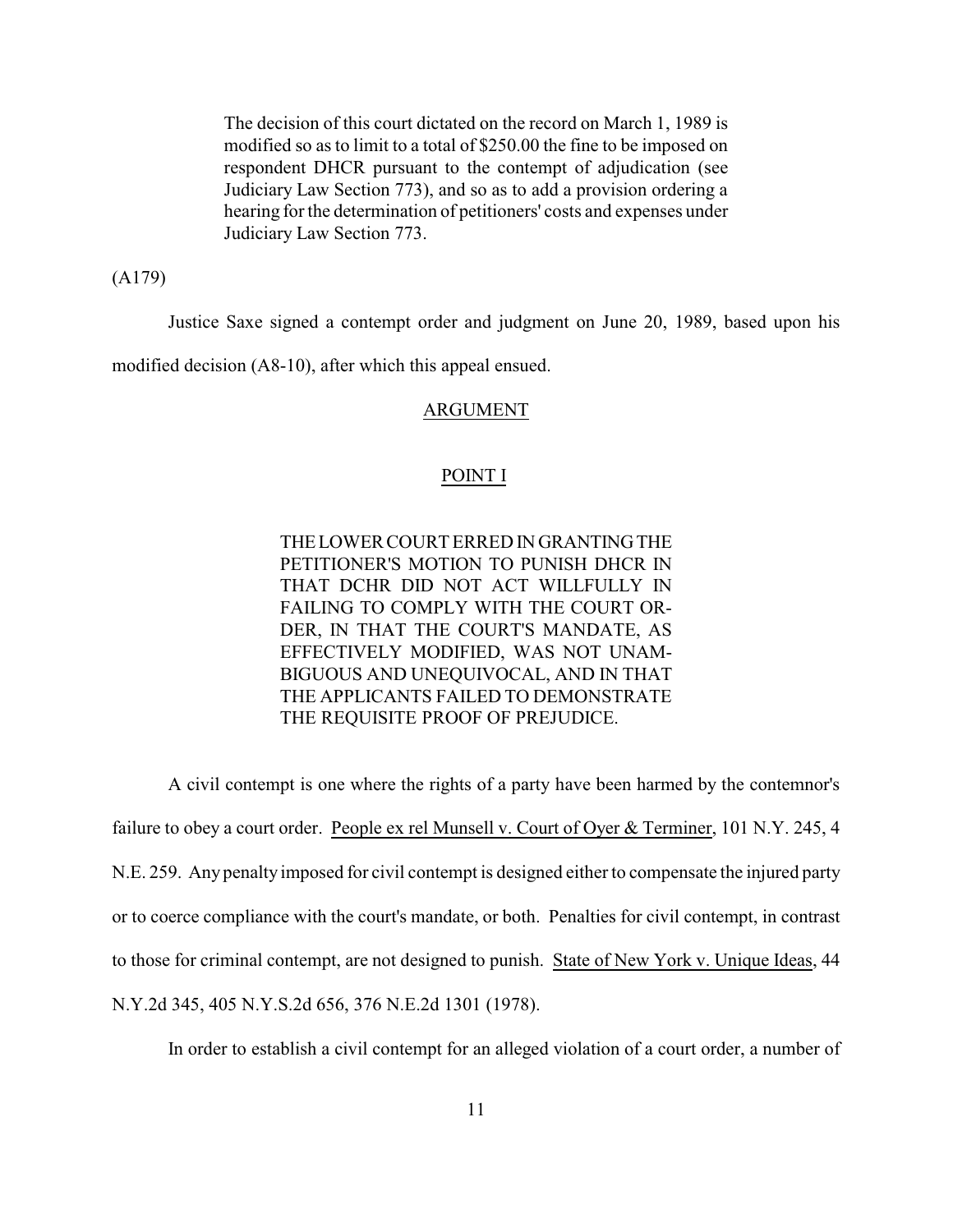> The decision of this court dictated on the record on March 1, 1989 is modified so as to limit to a total of $250.00 the fine to be imposed on respondent DHCR pursuant to the contempt of adjudication (see Judiciary Law Section 773), and so as to add a provision ordering a hearing for the determination of petitioners' costs and expenses under Judiciary Law Section 773.

(A179)

Justice Saxe signed a contempt order and judgment on June 20, 1989, based upon his modified decision (A8-10), after which this appeal ensued.

## ARGUMENT

### POINT I

THE LOWER COURT ERRED IN GRANTING THE PETITIONER'S MOTION TO PUNISH DHCR IN THAT DCHR DID NOT ACT WILLFULLY IN FAILING TO COMPLY WITH THE COURT ORDER, IN THAT THE COURT'S MANDATE, AS EFFECTIVELY MODIFIED, WAS NOT UNAMBIGUOUS AND UNEQUIVOCAL, AND IN THAT THE APPLICANTS FAILED TO DEMONSTRATE THE REQUISITE PROOF OF PREJUDICE.

A civil contempt is one where the rights of a party have been harmed by the contemnor's failure to obey a court order. People ex rel Munsell v. Court of Oyer & Terminer, 101 N.Y. 245, 4 N.E. 259. Any penalty imposed for civil contempt is designed either to compensate the injured party or to coerce compliance with the court's mandate, or both. Penalties for civil contempt, in contrast to those for criminal contempt, are not designed to punish. State of New York v. Unique Ideas, 44 N.Y.2d 345, 405 N.Y.S.2d 656, 376 N.E.2d 1301 (1978).

In order to establish a civil contempt for an alleged violation of a court order, a number of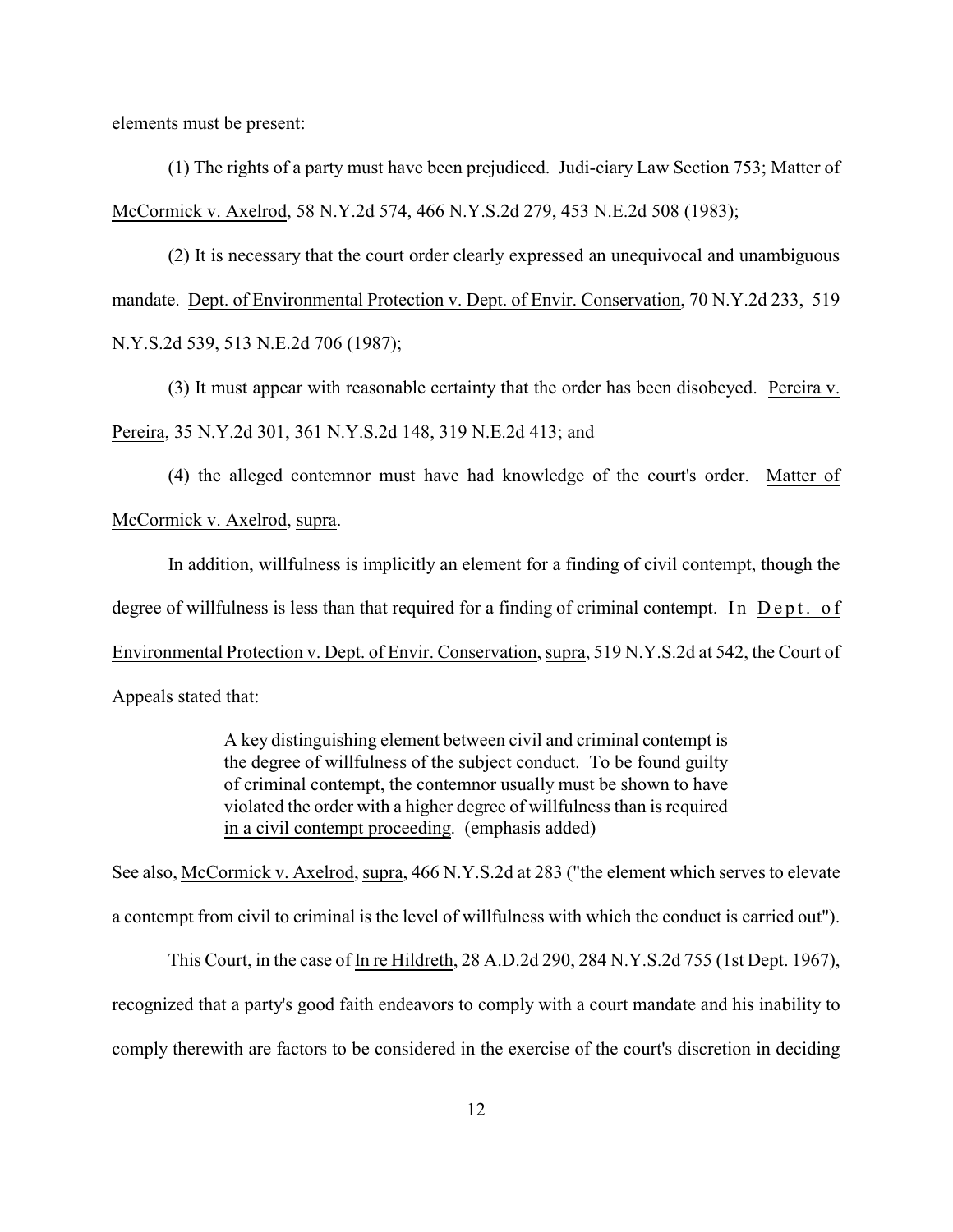elements must be present:

(1) The rights of a party must have been prejudiced. Judi-ciary Law Section 753; Matter of McCormick v. Axelrod, 58 N.Y.2d 574, 466 N.Y.S.2d 279, 453 N.E.2d 508 (1983);

(2) It is necessary that the court order clearly expressed an unequivocal and unambiguous mandate. Dept. of Environmental Protection v. Dept. of Envir. Conservation, 70 N.Y.2d 233, 519 N.Y.S.2d 539, 513 N.E.2d 706 (1987);

(3) It must appear with reasonable certainty that the order has been disobeyed. Pereira v. Pereira, 35 N.Y.2d 301, 361 N.Y.S.2d 148, 319 N.E.2d 413; and

(4) the alleged contemnor must have had knowledge of the court's order. Matter of McCormick v. Axelrod, supra.

In addition, willfulness is implicitly an element for a finding of civil contempt, though the degree of willfulness is less than that required for a finding of criminal contempt. In Dept. of Environmental Protection v. Dept. of Envir. Conservation, supra, 519 N.Y.S.2d at 542, the Court of Appeals stated that:

> A key distinguishing element between civil and criminal contempt is the degree of willfulness of the subject conduct. To be found guilty of criminal contempt, the contemnor usually must be shown to have violated the order with a higher degree of willfulness than is required in a civil contempt proceeding. (emphasis added)

See also, McCormick v. Axelrod, supra, 466 N.Y.S.2d at 283 ("the element which serves to elevate a contempt from civil to criminal is the level of willfulness with which the conduct is carried out").

This Court, in the case of In re Hildreth, 28 A.D.2d 290, 284 N.Y.S.2d 755 (1st Dept. 1967), recognized that a party's good faith endeavors to comply with a court mandate and his inability to comply therewith are factors to be considered in the exercise of the court's discretion in deciding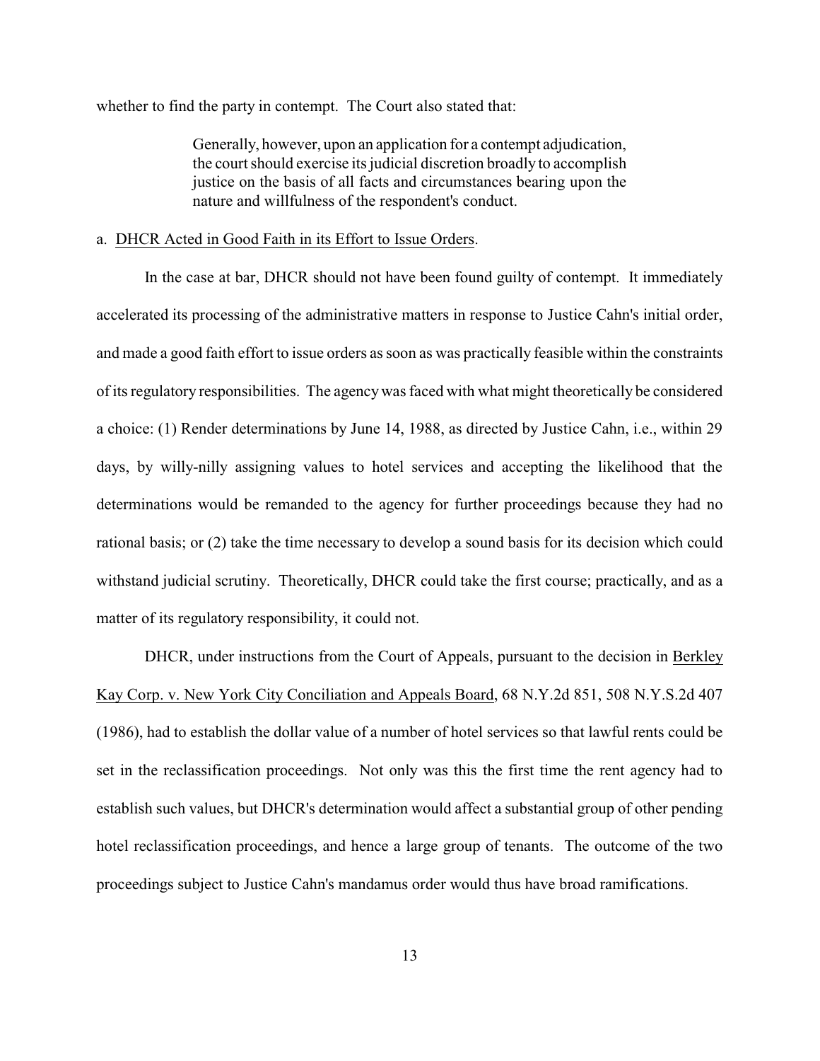whether to find the party in contempt. The Court also stated that:

> Generally, however, upon an application for a contempt adjudication, the court should exercise its judicial discretion broadly to accomplish justice on the basis of all facts and circumstances bearing upon the nature and willfulness of the respondent's conduct.

a. DHCR Acted in Good Faith in its Effort to Issue Orders.

In the case at bar, DHCR should not have been found guilty of contempt. It immediately accelerated its processing of the administrative matters in response to Justice Cahn's initial order, and made a good faith effort to issue orders as soon as was practically feasible within the constraints of its regulatory responsibilities. The agency was faced with what might theoretically be considered a choice: (1) Render determinations by June 14, 1988, as directed by Justice Cahn, i.e., within 29 days, by willy-nilly assigning values to hotel services and accepting the likelihood that the determinations would be remanded to the agency for further proceedings because they had no rational basis; or (2) take the time necessary to develop a sound basis for its decision which could withstand judicial scrutiny. Theoretically, DHCR could take the first course; practically, and as a matter of its regulatory responsibility, it could not.

DHCR, under instructions from the Court of Appeals, pursuant to the decision in Berkley Kay Corp. v. New York City Conciliation and Appeals Board, 68 N.Y.2d 851, 508 N.Y.S.2d 407 (1986), had to establish the dollar value of a number of hotel services so that lawful rents could be set in the reclassification proceedings. Not only was this the first time the rent agency had to establish such values, but DHCR's determination would affect a substantial group of other pending hotel reclassification proceedings, and hence a large group of tenants. The outcome of the two proceedings subject to Justice Cahn's mandamus order would thus have broad ramifications.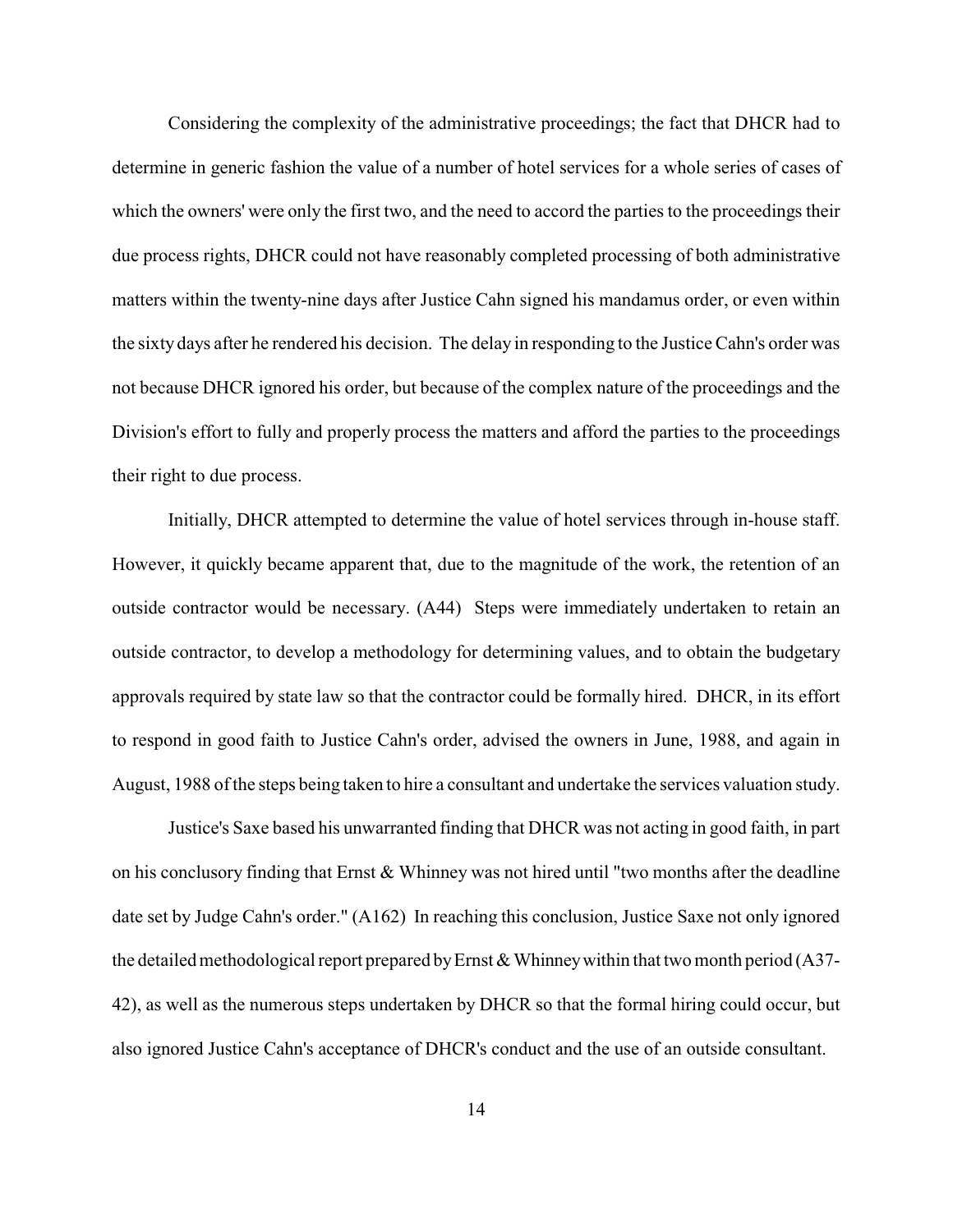Considering the complexity of the administrative proceedings; the fact that DHCR had to determine in generic fashion the value of a number of hotel services for a whole series of cases of which the owners' were only the first two, and the need to accord the parties to the proceedings their due process rights, DHCR could not have reasonably completed processing of both administrative matters within the twenty-nine days after Justice Cahn signed his mandamus order, or even within the sixty days after he rendered his decision. The delay in responding to the Justice Cahn's order was not because DHCR ignored his order, but because of the complex nature of the proceedings and the Division's effort to fully and properly process the matters and afford the parties to the proceedings their right to due process.

Initially, DHCR attempted to determine the value of hotel services through in-house staff. However, it quickly became apparent that, due to the magnitude of the work, the retention of an outside contractor would be necessary. (A44) Steps were immediately undertaken to retain an outside contractor, to develop a methodology for determining values, and to obtain the budgetary approvals required by state law so that the contractor could be formally hired. DHCR, in its effort to respond in good faith to Justice Cahn's order, advised the owners in June, 1988, and again in August, 1988 of the steps being taken to hire a consultant and undertake the services valuation study.

Justice's Saxe based his unwarranted finding that DHCR was not acting in good faith, in part on his conclusory finding that Ernst & Whinney was not hired until "two months after the deadline date set by Judge Cahn's order." (A162) In reaching this conclusion, Justice Saxe not only ignored the detailed methodological report prepared by Ernst & Whinney within that two month period (A37-42), as well as the numerous steps undertaken by DHCR so that the formal hiring could occur, but also ignored Justice Cahn's acceptance of DHCR's conduct and the use of an outside consultant.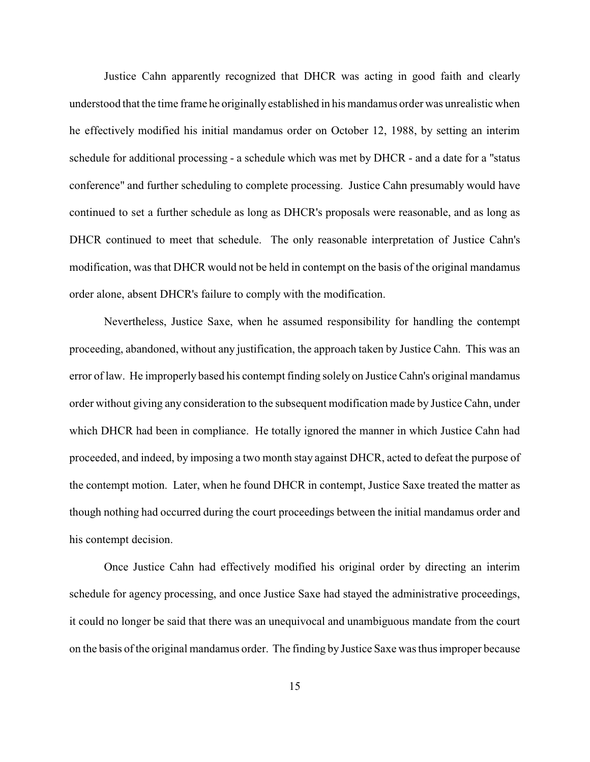Justice Cahn apparently recognized that DHCR was acting in good faith and clearly understood that the time frame he originally established in his mandamus order was unrealistic when he effectively modified his initial mandamus order on October 12, 1988, by setting an interim schedule for additional processing - a schedule which was met by DHCR - and a date for a "status conference" and further scheduling to complete processing. Justice Cahn presumably would have continued to set a further schedule as long as DHCR's proposals were reasonable, and as long as DHCR continued to meet that schedule. The only reasonable interpretation of Justice Cahn's modification, was that DHCR would not be held in contempt on the basis of the original mandamus order alone, absent DHCR's failure to comply with the modification.

Nevertheless, Justice Saxe, when he assumed responsibility for handling the contempt proceeding, abandoned, without any justification, the approach taken by Justice Cahn. This was an error of law. He improperly based his contempt finding solely on Justice Cahn's original mandamus order without giving any consideration to the subsequent modification made by Justice Cahn, under which DHCR had been in compliance. He totally ignored the manner in which Justice Cahn had proceeded, and indeed, by imposing a two month stay against DHCR, acted to defeat the purpose of the contempt motion. Later, when he found DHCR in contempt, Justice Saxe treated the matter as though nothing had occurred during the court proceedings between the initial mandamus order and his contempt decision.

Once Justice Cahn had effectively modified his original order by directing an interim schedule for agency processing, and once Justice Saxe had stayed the administrative proceedings, it could no longer be said that there was an unequivocal and unambiguous mandate from the court on the basis of the original mandamus order. The finding by Justice Saxe was thus improper because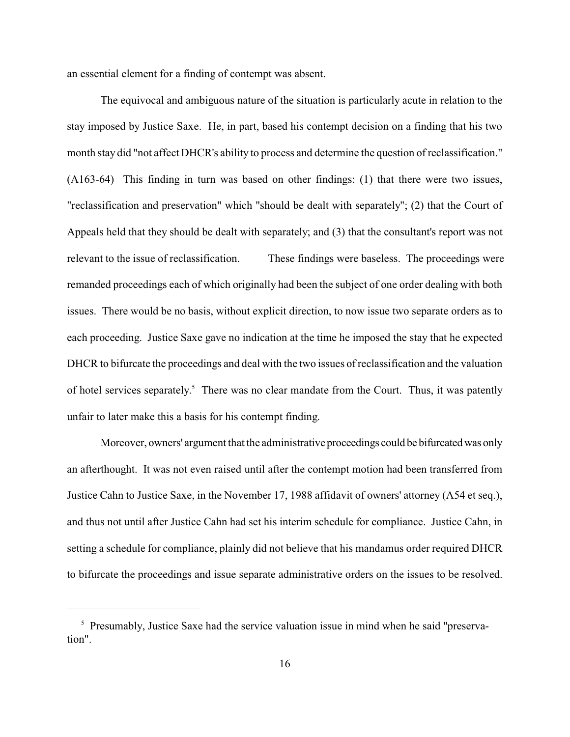an essential element for a finding of contempt was absent.

The equivocal and ambiguous nature of the situation is particularly acute in relation to the stay imposed by Justice Saxe. He, in part, based his contempt decision on a finding that his two month stay did "not affect DHCR's ability to process and determine the question of reclassification." (A163-64) This finding in turn was based on other findings: (1) that there were two issues, "reclassification and preservation" which "should be dealt with separately"; (2) that the Court of Appeals held that they should be dealt with separately; and (3) that the consultant's report was not relevant to the issue of reclassification. These findings were baseless. The proceedings were remanded proceedings each of which originally had been the subject of one order dealing with both issues. There would be no basis, without explicit direction, to now issue two separate orders as to each proceeding. Justice Saxe gave no indication at the time he imposed the stay that he expected DHCR to bifurcate the proceedings and deal with the two issues of reclassification and the valuation of hotel services separately.[5] There was no clear mandate from the Court. Thus, it was patently unfair to later make this a basis for his contempt finding.

Moreover, owners' argument that the administrative proceedings could be bifurcated was only an afterthought. It was not even raised until after the contempt motion had been transferred from Justice Cahn to Justice Saxe, in the November 17, 1988 affidavit of owners' attorney (A54 et seq.), and thus not until after Justice Cahn had set his interim schedule for compliance. Justice Cahn, in setting a schedule for compliance, plainly did not believe that his mandamus order required DHCR to bifurcate the proceedings and issue separate administrative orders on the issues to be resolved.

---

[5] Presumably, Justice Saxe had the service valuation issue in mind when he said "preservation".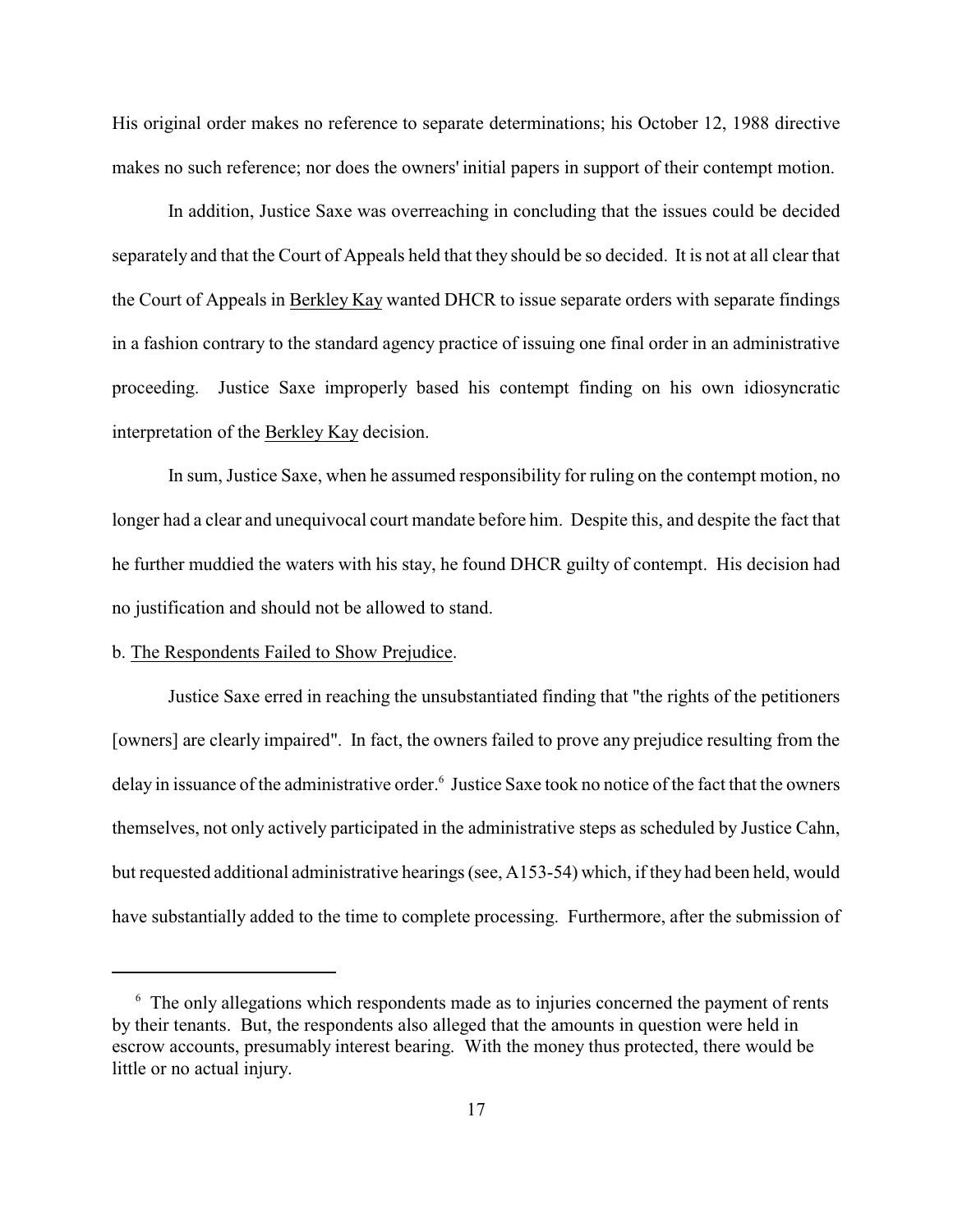His original order makes no reference to separate determinations; his October 12, 1988 directive makes no such reference; nor does the owners' initial papers in support of their contempt motion.

In addition, Justice Saxe was overreaching in concluding that the issues could be decided separately and that the Court of Appeals held that they should be so decided. It is not at all clear that the Court of Appeals in Berkley Kay wanted DHCR to issue separate orders with separate findings in a fashion contrary to the standard agency practice of issuing one final order in an administrative proceeding. Justice Saxe improperly based his contempt finding on his own idiosyncratic interpretation of the Berkley Kay decision.

In sum, Justice Saxe, when he assumed responsibility for ruling on the contempt motion, no longer had a clear and unequivocal court mandate before him. Despite this, and despite the fact that he further muddied the waters with his stay, he found DHCR guilty of contempt. His decision had no justification and should not be allowed to stand.

b. The Respondents Failed to Show Prejudice.

Justice Saxe erred in reaching the unsubstantiated finding that "the rights of the petitioners [owners] are clearly impaired". In fact, the owners failed to prove any prejudice resulting from the delay in issuance of the administrative order.[6] Justice Saxe took no notice of the fact that the owners themselves, not only actively participated in the administrative steps as scheduled by Justice Cahn, but requested additional administrative hearings (see, A153-54) which, if they had been held, would have substantially added to the time to complete processing. Furthermore, after the submission of

[6] The only allegations which respondents made as to injuries concerned the payment of rents by their tenants. But, the respondents also alleged that the amounts in question were held in escrow accounts, presumably interest bearing. With the money thus protected, there would be little or no actual injury.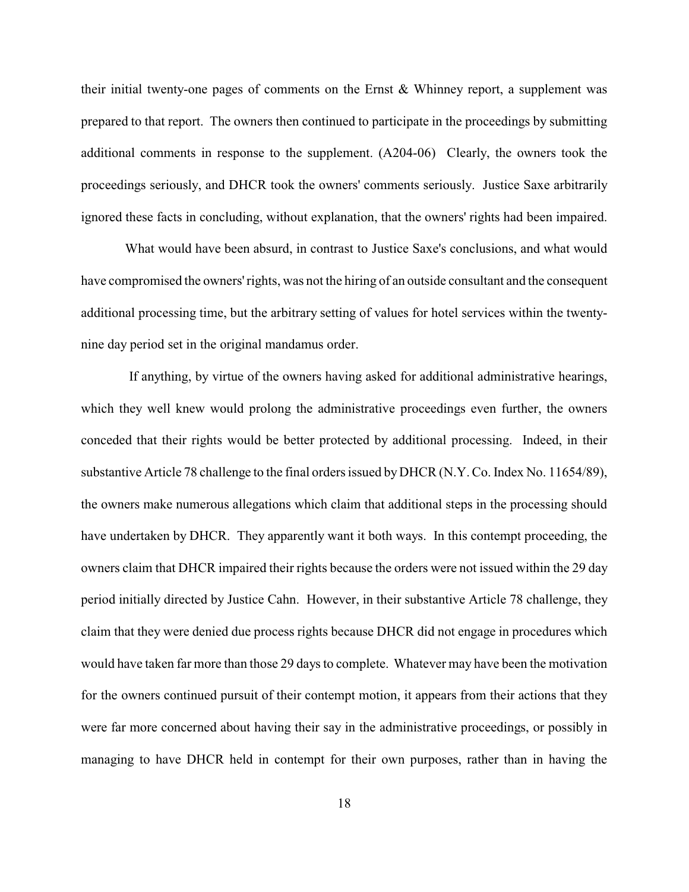their initial twenty-one pages of comments on the Ernst & Whinney report, a supplement was prepared to that report. The owners then continued to participate in the proceedings by submitting additional comments in response to the supplement. (A204-06) Clearly, the owners took the proceedings seriously, and DHCR took the owners' comments seriously. Justice Saxe arbitrarily ignored these facts in concluding, without explanation, that the owners' rights had been impaired.

What would have been absurd, in contrast to Justice Saxe's conclusions, and what would have compromised the owners' rights, was not the hiring of an outside consultant and the consequent additional processing time, but the arbitrary setting of values for hotel services within the twenty-nine day period set in the original mandamus order.

If anything, by virtue of the owners having asked for additional administrative hearings, which they well knew would prolong the administrative proceedings even further, the owners conceded that their rights would be better protected by additional processing. Indeed, in their substantive Article 78 challenge to the final orders issued by DHCR (N.Y. Co. Index No. 11654/89), the owners make numerous allegations which claim that additional steps in the processing should have undertaken by DHCR. They apparently want it both ways. In this contempt proceeding, the owners claim that DHCR impaired their rights because the orders were not issued within the 29 day period initially directed by Justice Cahn. However, in their substantive Article 78 challenge, they claim that they were denied due process rights because DHCR did not engage in procedures which would have taken far more than those 29 days to complete. Whatever may have been the motivation for the owners continued pursuit of their contempt motion, it appears from their actions that they were far more concerned about having their say in the administrative proceedings, or possibly in managing to have DHCR held in contempt for their own purposes, rather than in having the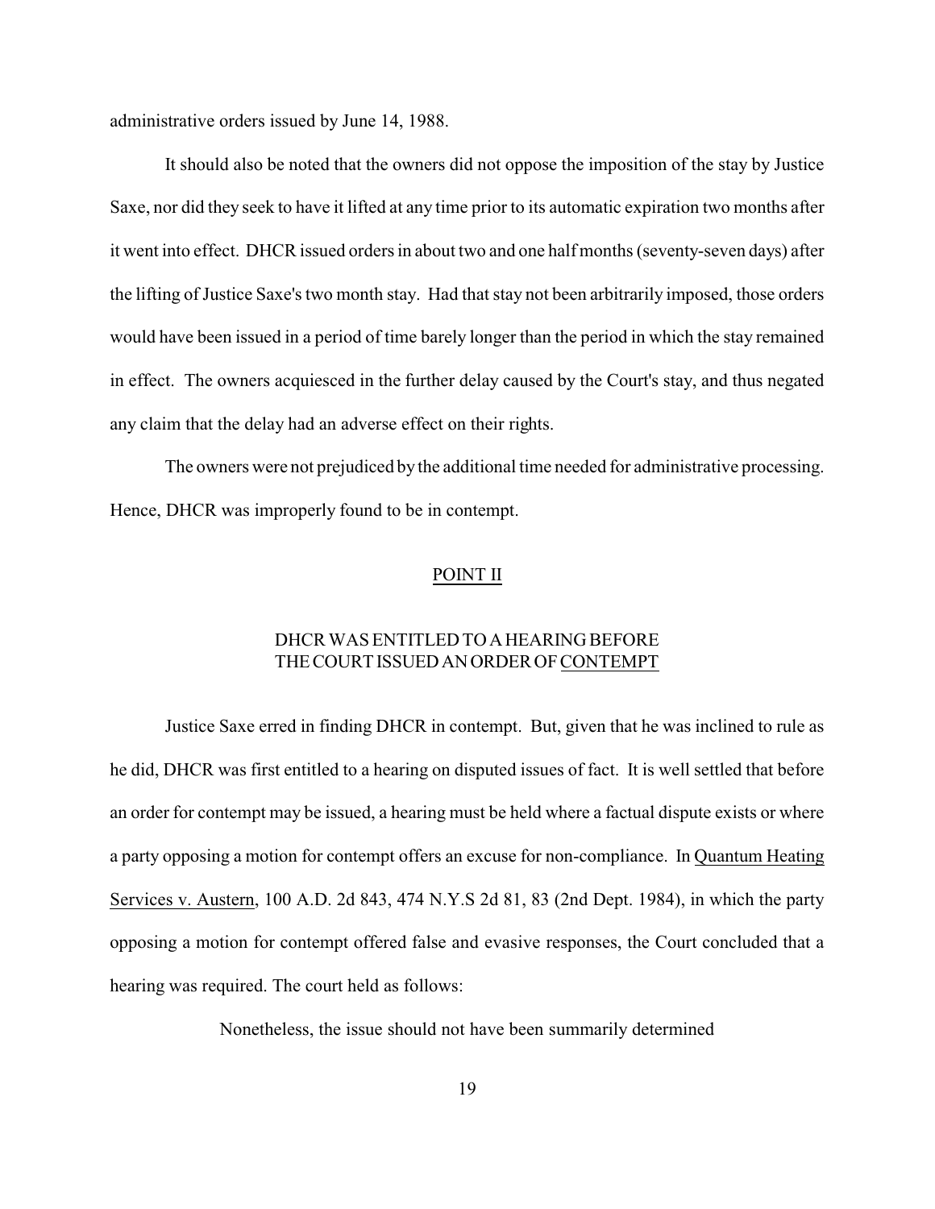administrative orders issued by June 14, 1988.

It should also be noted that the owners did not oppose the imposition of the stay by Justice Saxe, nor did they seek to have it lifted at any time prior to its automatic expiration two months after it went into effect. DHCR issued orders in about two and one half months (seventy-seven days) after the lifting of Justice Saxe's two month stay. Had that stay not been arbitrarily imposed, those orders would have been issued in a period of time barely longer than the period in which the stay remained in effect. The owners acquiesced in the further delay caused by the Court's stay, and thus negated any claim that the delay had an adverse effect on their rights.

The owners were not prejudiced by the additional time needed for administrative processing. Hence, DHCR was improperly found to be in contempt.

## POINT II

### DHCR WAS ENTITLED TO A HEARING BEFORE THE COURT ISSUED AN ORDER OF CONTEMPT

Justice Saxe erred in finding DHCR in contempt. But, given that he was inclined to rule as he did, DHCR was first entitled to a hearing on disputed issues of fact. It is well settled that before an order for contempt may be issued, a hearing must be held where a factual dispute exists or where a party opposing a motion for contempt offers an excuse for non-compliance. In Quantum Heating Services v. Austern, 100 A.D. 2d 843, 474 N.Y.S 2d 81, 83 (2nd Dept. 1984), in which the party opposing a motion for contempt offered false and evasive responses, the Court concluded that a hearing was required. The court held as follows:

> Nonetheless, the issue should not have been summarily determined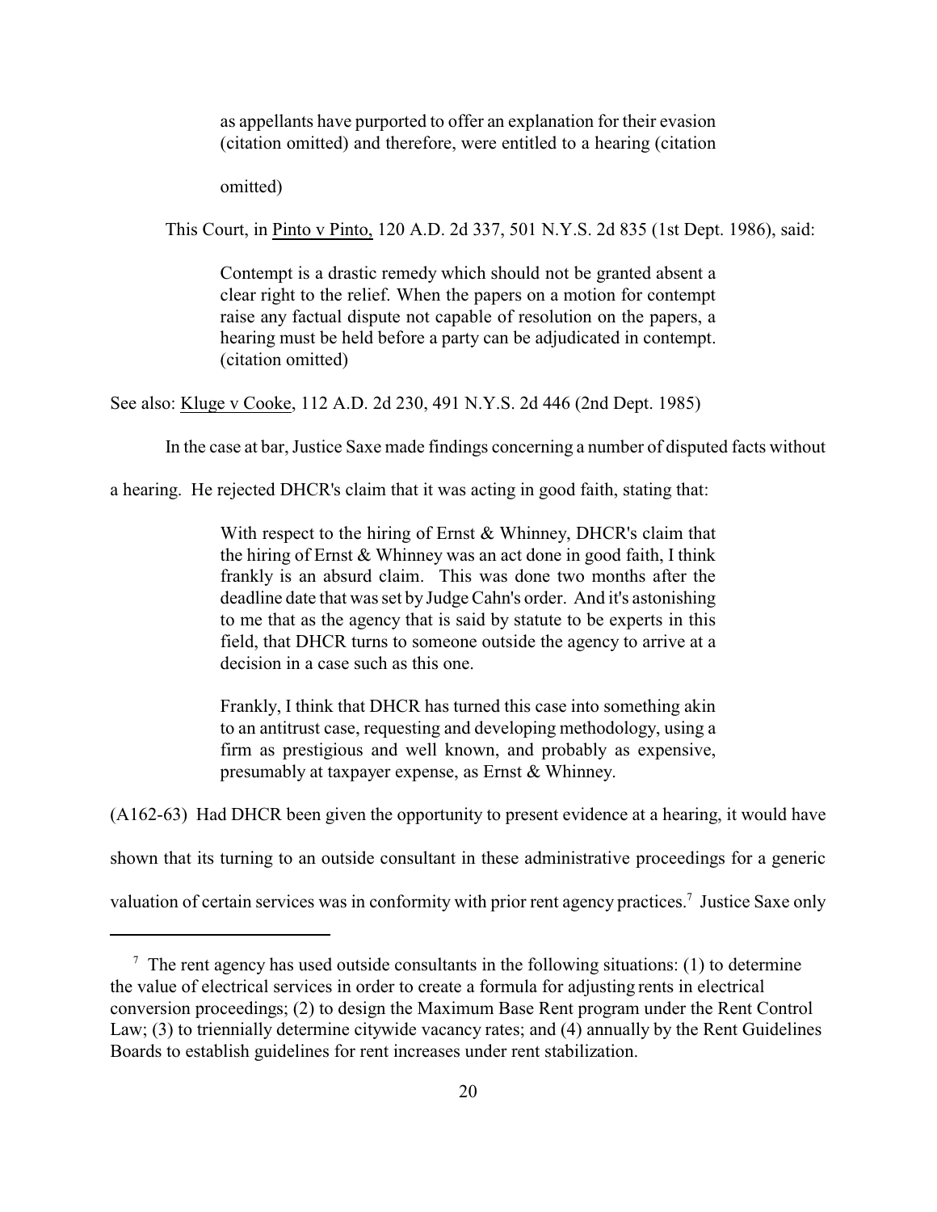> as appellants have purported to offer an explanation for their evasion (citation omitted) and therefore, were entitled to a hearing (citation omitted)

This Court, in Pinto v Pinto, 120 A.D. 2d 337, 501 N.Y.S. 2d 835 (1st Dept. 1986), said:

> Contempt is a drastic remedy which should not be granted absent a clear right to the relief. When the papers on a motion for contempt raise any factual dispute not capable of resolution on the papers, a hearing must be held before a party can be adjudicated in contempt. (citation omitted)

See also: Kluge v Cooke, 112 A.D. 2d 230, 491 N.Y.S. 2d 446 (2nd Dept. 1985)

In the case at bar, Justice Saxe made findings concerning a number of disputed facts without a hearing. He rejected DHCR's claim that it was acting in good faith, stating that:

> With respect to the hiring of Ernst & Whinney, DHCR's claim that the hiring of Ernst & Whinney was an act done in good faith, I think frankly is an absurd claim. This was done two months after the deadline date that was set by Judge Cahn's order. And it's astonishing to me that as the agency that is said by statute to be experts in this field, that DHCR turns to someone outside the agency to arrive at a decision in a case such as this one.
>
> Frankly, I think that DHCR has turned this case into something akin to an antitrust case, requesting and developing methodology, using a firm as prestigious and well known, and probably as expensive, presumably at taxpayer expense, as Ernst & Whinney.

(A162-63) Had DHCR been given the opportunity to present evidence at a hearing, it would have shown that its turning to an outside consultant in these administrative proceedings for a generic valuation of certain services was in conformity with prior rent agency practices.[7] Justice Saxe only

---

[7] The rent agency has used outside consultants in the following situations: (1) to determine the value of electrical services in order to create a formula for adjusting rents in electrical conversion proceedings; (2) to design the Maximum Base Rent program under the Rent Control Law; (3) to triennially determine citywide vacancy rates; and (4) annually by the Rent Guidelines Boards to establish guidelines for rent increases under rent stabilization.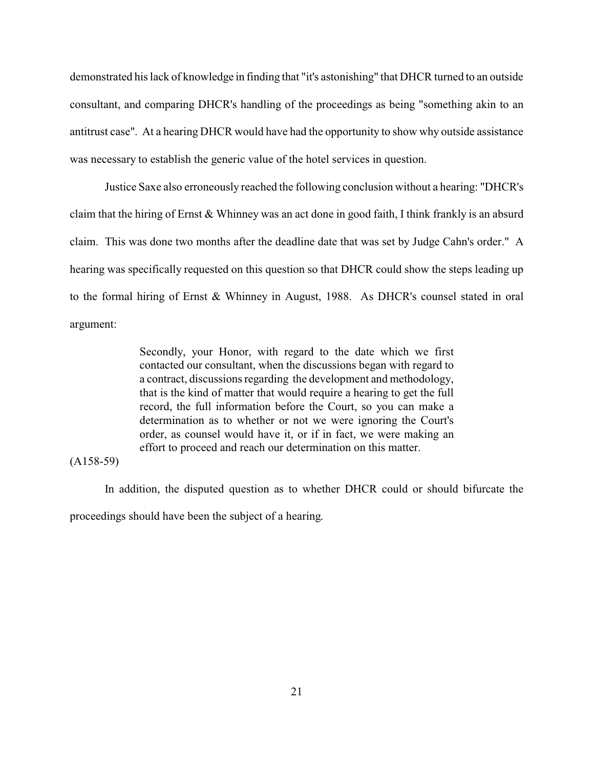demonstrated his lack of knowledge in finding that "it's astonishing" that DHCR turned to an outside consultant, and comparing DHCR's handling of the proceedings as being "something akin to an antitrust case". At a hearing DHCR would have had the opportunity to show why outside assistance was necessary to establish the generic value of the hotel services in question.

Justice Saxe also erroneously reached the following conclusion without a hearing: "DHCR's claim that the hiring of Ernst & Whinney was an act done in good faith, I think frankly is an absurd claim. This was done two months after the deadline date that was set by Judge Cahn's order." A hearing was specifically requested on this question so that DHCR could show the steps leading up to the formal hiring of Ernst & Whinney in August, 1988. As DHCR's counsel stated in oral argument:

> Secondly, your Honor, with regard to the date which we first contacted our consultant, when the discussions began with regard to a contract, discussions regarding the development and methodology, that is the kind of matter that would require a hearing to get the full record, the full information before the Court, so you can make a determination as to whether or not we were ignoring the Court's order, as counsel would have it, or if in fact, we were making an effort to proceed and reach our determination on this matter.

(A158-59)

In addition, the disputed question as to whether DHCR could or should bifurcate the proceedings should have been the subject of a hearing.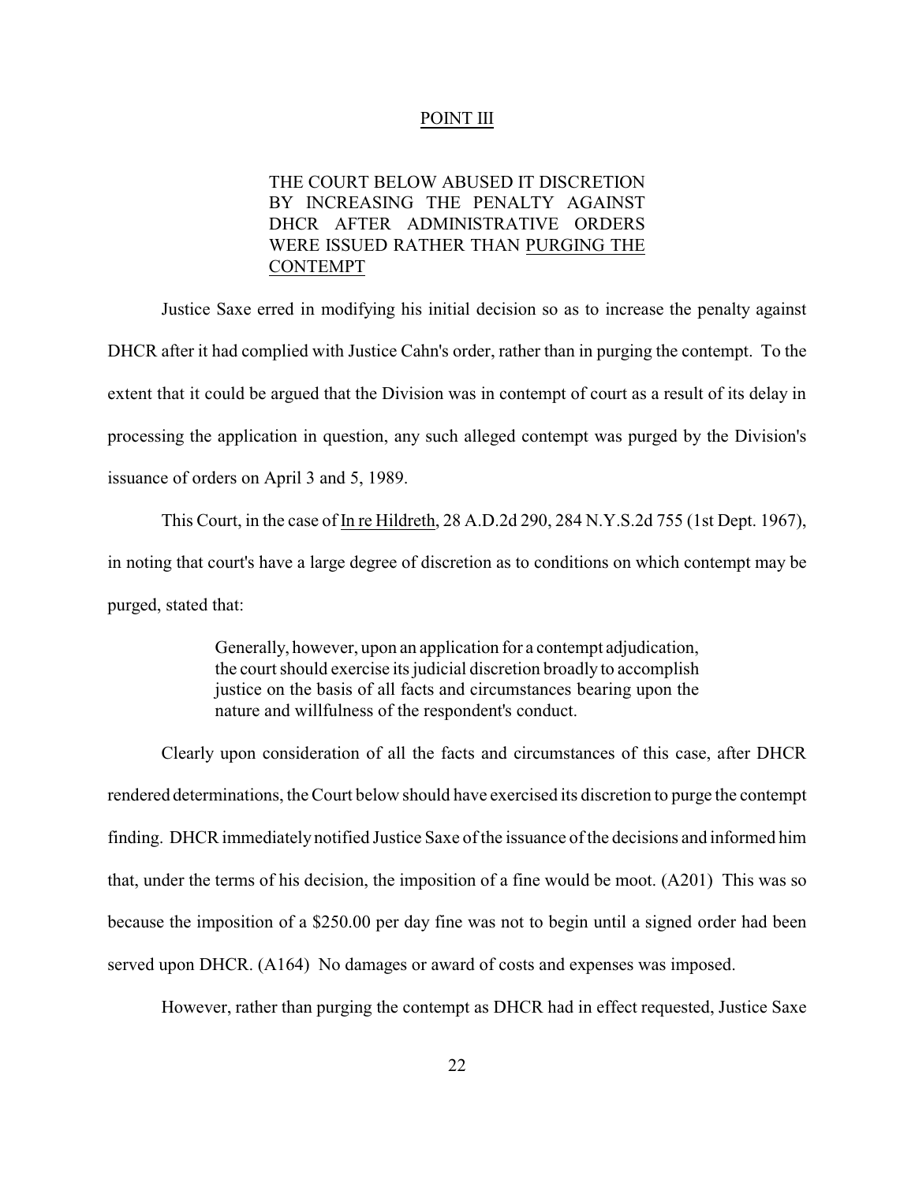## POINT III

### THE COURT BELOW ABUSED IT DISCRETION BY INCREASING THE PENALTY AGAINST DHCR AFTER ADMINISTRATIVE ORDERS WERE ISSUED RATHER THAN PURGING THE CONTEMPT

Justice Saxe erred in modifying his initial decision so as to increase the penalty against DHCR after it had complied with Justice Cahn's order, rather than in purging the contempt. To the extent that it could be argued that the Division was in contempt of court as a result of its delay in processing the application in question, any such alleged contempt was purged by the Division's issuance of orders on April 3 and 5, 1989.

This Court, in the case of In re Hildreth, 28 A.D.2d 290, 284 N.Y.S.2d 755 (1st Dept. 1967), in noting that court's have a large degree of discretion as to conditions on which contempt may be purged, stated that:

> Generally, however, upon an application for a contempt adjudication, the court should exercise its judicial discretion broadly to accomplish justice on the basis of all facts and circumstances bearing upon the nature and willfulness of the respondent's conduct.

Clearly upon consideration of all the facts and circumstances of this case, after DHCR rendered determinations, the Court below should have exercised its discretion to purge the contempt finding. DHCR immediately notified Justice Saxe of the issuance of the decisions and informed him that, under the terms of his decision, the imposition of a fine would be moot. (A201) This was so because the imposition of a $250.00 per day fine was not to begin until a signed order had been served upon DHCR. (A164) No damages or award of costs and expenses was imposed.

However, rather than purging the contempt as DHCR had in effect requested, Justice Saxe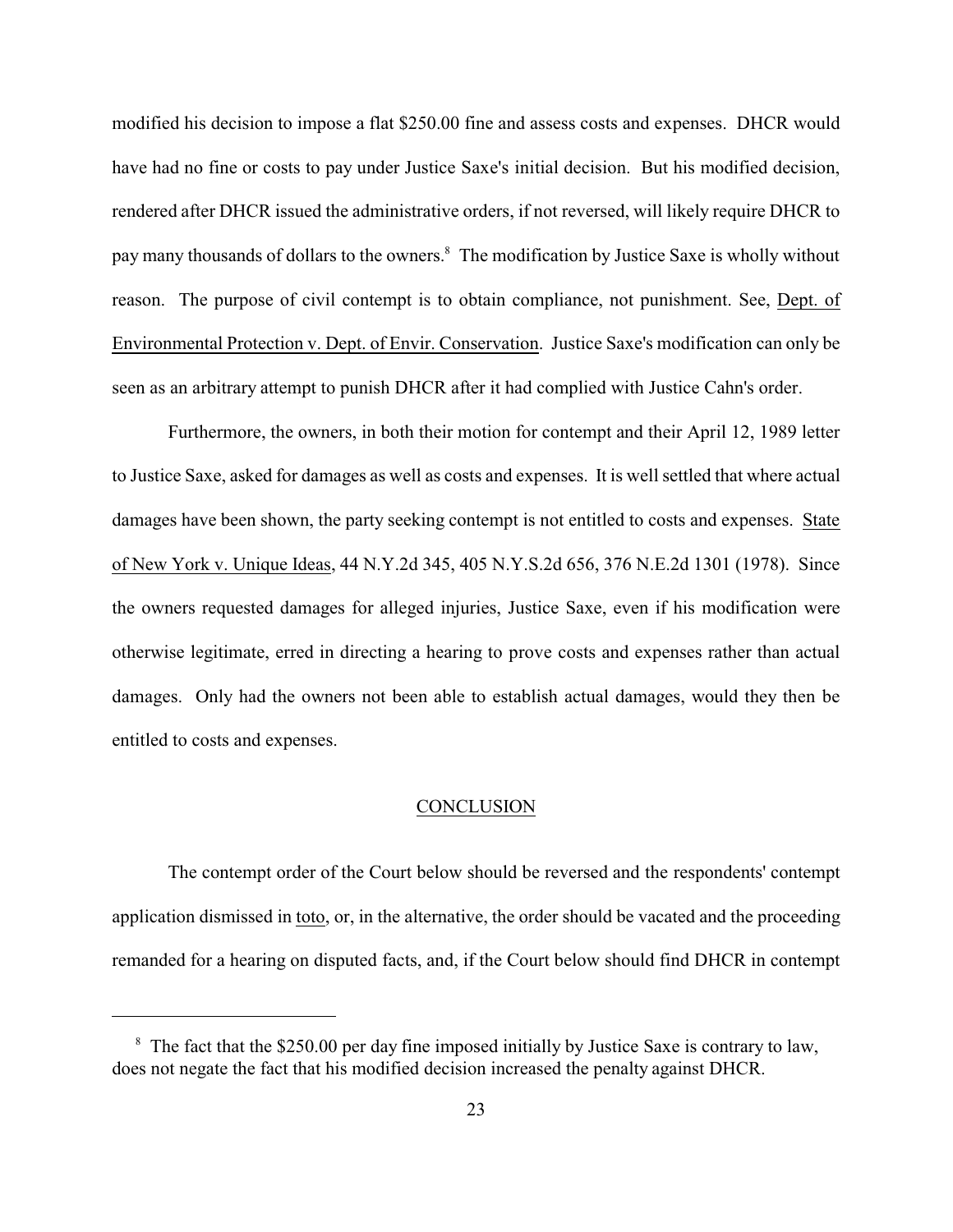modified his decision to impose a flat $250.00 fine and assess costs and expenses. DHCR would have had no fine or costs to pay under Justice Saxe's initial decision. But his modified decision, rendered after DHCR issued the administrative orders, if not reversed, will likely require DHCR to pay many thousands of dollars to the owners.[8] The modification by Justice Saxe is wholly without reason. The purpose of civil contempt is to obtain compliance, not punishment. See, Dept. of Environmental Protection v. Dept. of Envir. Conservation. Justice Saxe's modification can only be seen as an arbitrary attempt to punish DHCR after it had complied with Justice Cahn's order.

Furthermore, the owners, in both their motion for contempt and their April 12, 1989 letter to Justice Saxe, asked for damages as well as costs and expenses. It is well settled that where actual damages have been shown, the party seeking contempt is not entitled to costs and expenses. State of New York v. Unique Ideas, 44 N.Y.2d 345, 405 N.Y.S.2d 656, 376 N.E.2d 1301 (1978). Since the owners requested damages for alleged injuries, Justice Saxe, even if his modification were otherwise legitimate, erred in directing a hearing to prove costs and expenses rather than actual damages. Only had the owners not been able to establish actual damages, would they then be entitled to costs and expenses.

## CONCLUSION

The contempt order of the Court below should be reversed and the respondents' contempt application dismissed in toto, or, in the alternative, the order should be vacated and the proceeding remanded for a hearing on disputed facts, and, if the Court below should find DHCR in contempt

[8] The fact that the $250.00 per day fine imposed initially by Justice Saxe is contrary to law, does not negate the fact that his modified decision increased the penalty against DHCR.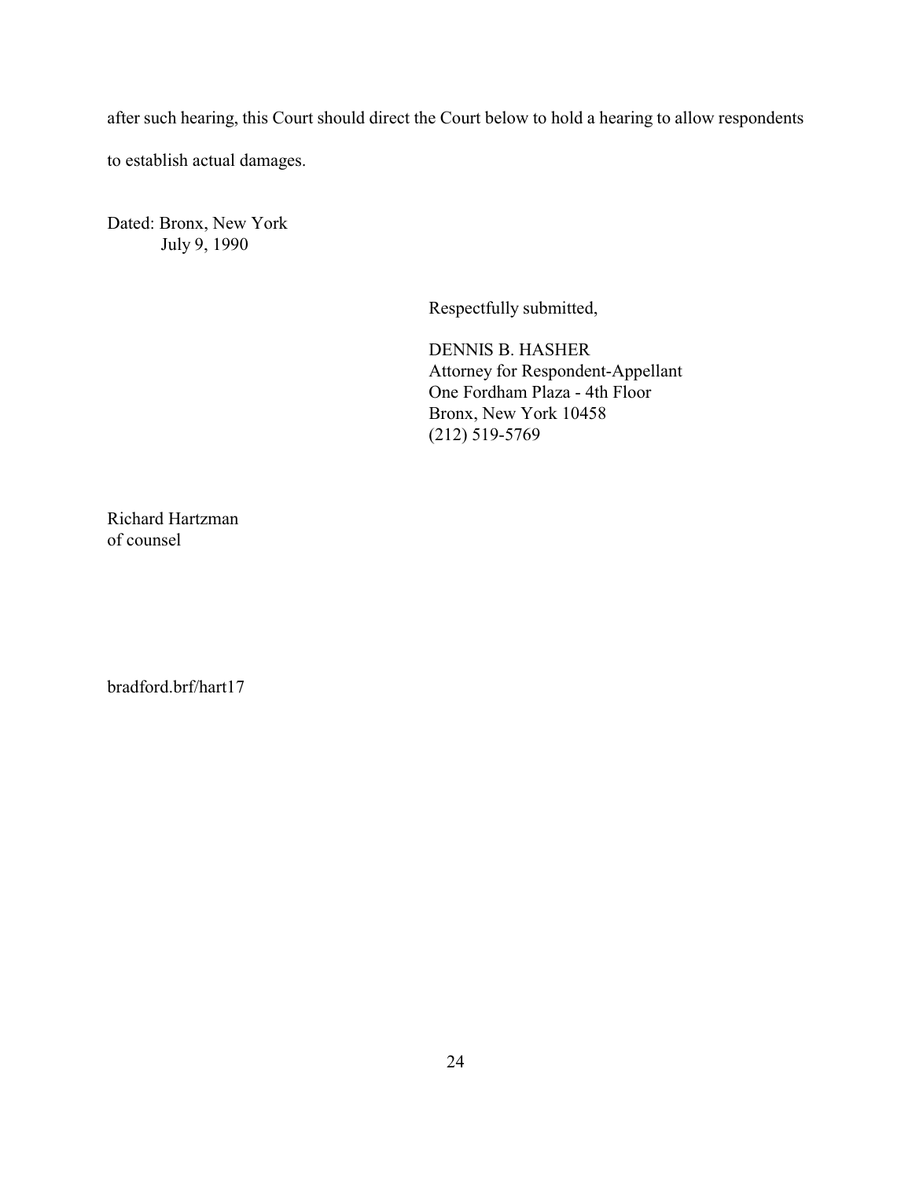after such hearing, this Court should direct the Court below to hold a hearing to allow respondents to establish actual damages.

Dated: Bronx, New York
July 9, 1990

Respectfully submitted,

DENNIS B. HASHER
Attorney for Respondent-Appellant
One Fordham Plaza - 4th Floor
Bronx, New York 10458
(212) 519-5769

Richard Hartzman
of counsel

bradford.brf/hart17